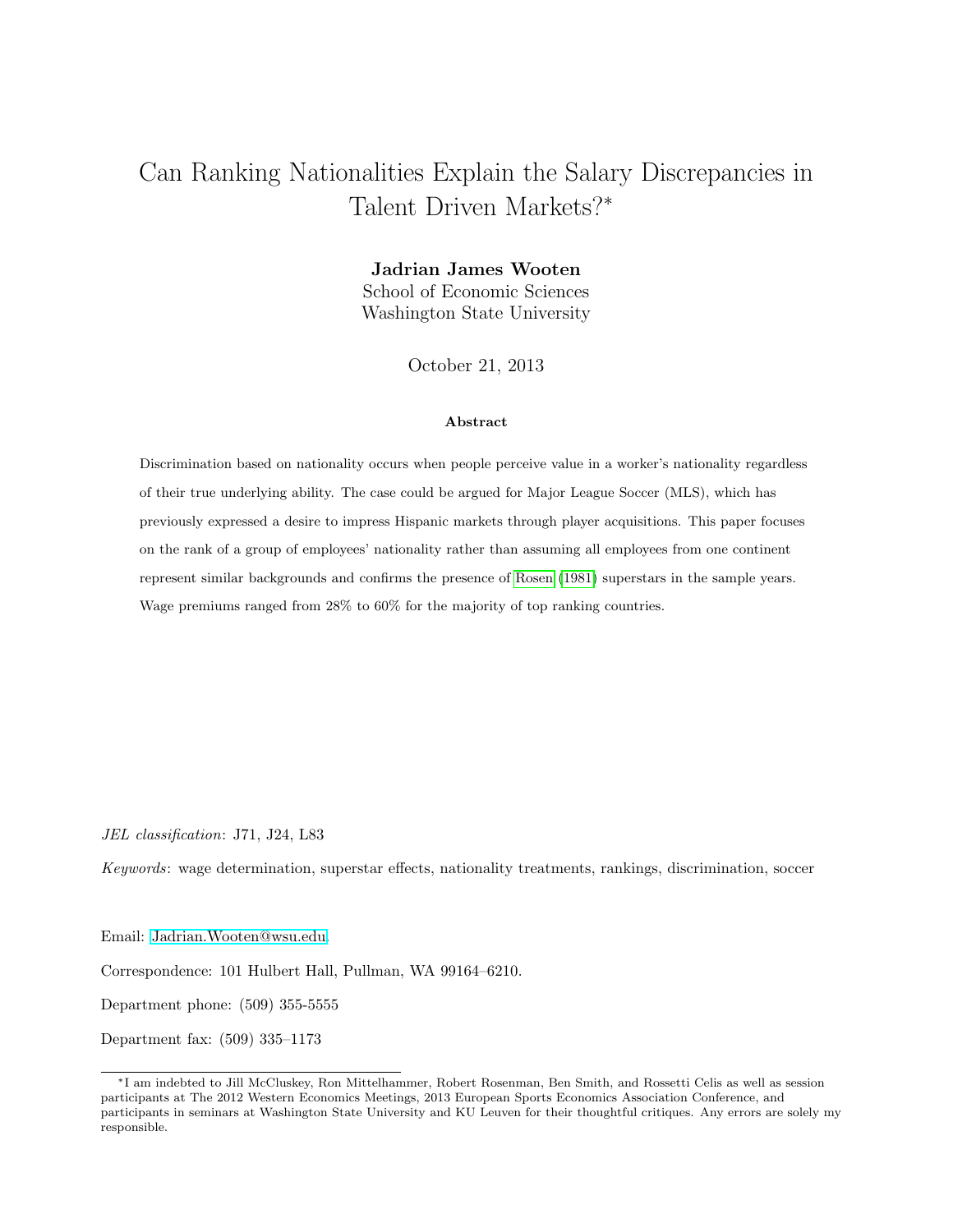# Can Ranking Nationalities Explain the Salary Discrepancies in Talent Driven Markets?*

**Jadrian James Wooten**
School of Economic Sciences
Washington State University

October 21, 2013

**Abstract**

Discrimination based on nationality occurs when people perceive value in a worker's nationality regardless of their true underlying ability. The case could be argued for Major League Soccer (MLS), which has previously expressed a desire to impress Hispanic markets through player acquisitions. This paper focuses on the rank of a group of employees' nationality rather than assuming all employees from one continent represent similar backgrounds and confirms the presence of Rosen (1981) superstars in the sample years. Wage premiums ranged from 28% to 60% for the majority of top ranking countries.

*JEL classification*: J71, J24, L83

*Keywords*: wage determination, superstar effects, nationality treatments, rankings, discrimination, soccer

Email: Jadrian.Wooten@wsu.edu.

Correspondence: 101 Hulbert Hall, Pullman, WA 99164–6210.

Department phone: (509) 355-5555

Department fax: (509) 335–1173

---

*I am indebted to Jill McCluskey, Ron Mittelhammer, Robert Rosenman, Ben Smith, and Rossetti Celis as well as session participants at The 2012 Western Economics Meetings, 2013 European Sports Economics Association Conference, and participants in seminars at Washington State University and KU Leuven for their thoughtful critiques. Any errors are solely my responsible.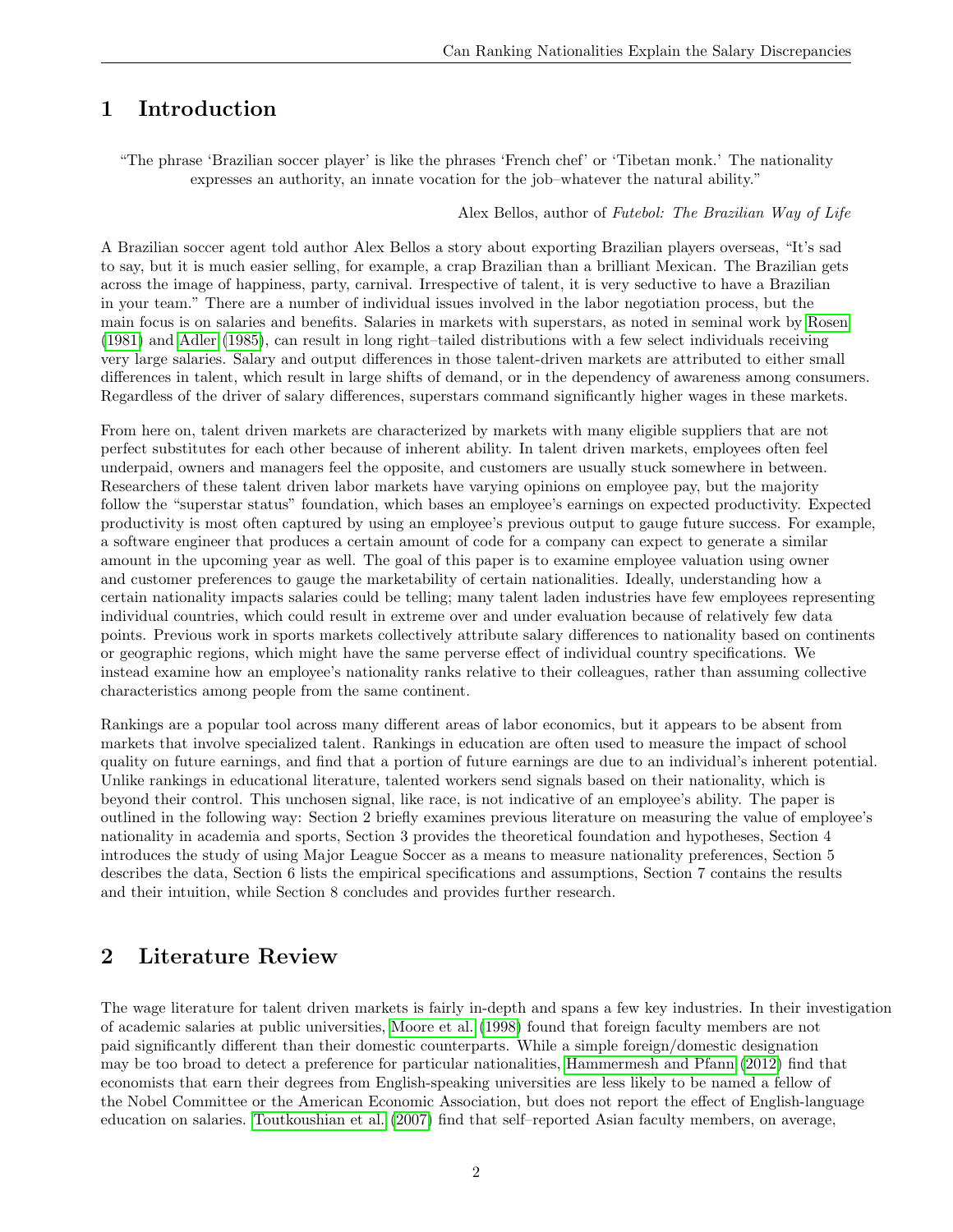# 1 Introduction

> "The phrase 'Brazilian soccer player' is like the phrases 'French chef' or 'Tibetan monk.' The nationality expresses an authority, an innate vocation for the job–whatever the natural ability."
>
> Alex Bellos, author of *Futebol: The Brazilian Way of Life*

A Brazilian soccer agent told author Alex Bellos a story about exporting Brazilian players overseas, "It's sad to say, but it is much easier selling, for example, a crap Brazilian than a brilliant Mexican. The Brazilian gets across the image of happiness, party, carnival. Irrespective of talent, it is very seductive to have a Brazilian in your team." There are a number of individual issues involved in the labor negotiation process, but the main focus is on salaries and benefits. Salaries in markets with superstars, as noted in seminal work by Rosen (1981) and Adler (1985), can result in long right–tailed distributions with a few select individuals receiving very large salaries. Salary and output differences in those talent-driven markets are attributed to either small differences in talent, which result in large shifts of demand, or in the dependency of awareness among consumers. Regardless of the driver of salary differences, superstars command significantly higher wages in these markets.

From here on, talent driven markets are characterized by markets with many eligible suppliers that are not perfect substitutes for each other because of inherent ability. In talent driven markets, employees often feel underpaid, owners and managers feel the opposite, and customers are usually stuck somewhere in between. Researchers of these talent driven labor markets have varying opinions on employee pay, but the majority follow the "superstar status" foundation, which bases an employee's earnings on expected productivity. Expected productivity is most often captured by using an employee's previous output to gauge future success. For example, a software engineer that produces a certain amount of code for a company can expect to generate a similar amount in the upcoming year as well. The goal of this paper is to examine employee valuation using owner and customer preferences to gauge the marketability of certain nationalities. Ideally, understanding how a certain nationality impacts salaries could be telling; many talent laden industries have few employees representing individual countries, which could result in extreme over and under evaluation because of relatively few data points. Previous work in sports markets collectively attribute salary differences to nationality based on continents or geographic regions, which might have the same perverse effect of individual country specifications. We instead examine how an employee's nationality ranks relative to their colleagues, rather than assuming collective characteristics among people from the same continent.

Rankings are a popular tool across many different areas of labor economics, but it appears to be absent from markets that involve specialized talent. Rankings in education are often used to measure the impact of school quality on future earnings, and find that a portion of future earnings are due to an individual's inherent potential. Unlike rankings in educational literature, talented workers send signals based on their nationality, which is beyond their control. This unchosen signal, like race, is not indicative of an employee's ability. The paper is outlined in the following way: Section 2 briefly examines previous literature on measuring the value of employee's nationality in academia and sports, Section 3 provides the theoretical foundation and hypotheses, Section 4 introduces the study of using Major League Soccer as a means to measure nationality preferences, Section 5 describes the data, Section 6 lists the empirical specifications and assumptions, Section 7 contains the results and their intuition, while Section 8 concludes and provides further research.

# 2 Literature Review

The wage literature for talent driven markets is fairly in-depth and spans a few key industries. In their investigation of academic salaries at public universities, Moore et al. (1998) found that foreign faculty members are not paid significantly different than their domestic counterparts. While a simple foreign/domestic designation may be too broad to detect a preference for particular nationalities, Hammermesh and Pfann (2012) find that economists that earn their degrees from English-speaking universities are less likely to be named a fellow of the Nobel Committee or the American Economic Association, but does not report the effect of English-language education on salaries. Toutkoushian et al. (2007) find that self–reported Asian faculty members, on average,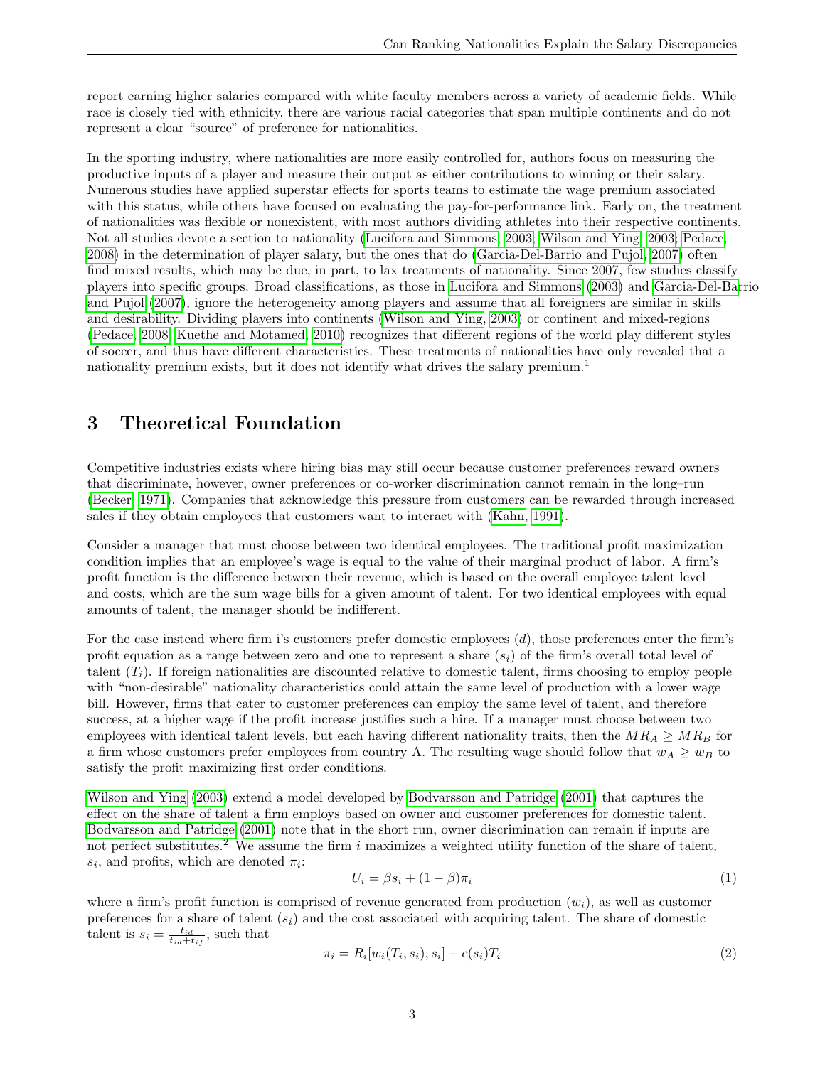report earning higher salaries compared with white faculty members across a variety of academic fields. While race is closely tied with ethnicity, there are various racial categories that span multiple continents and do not represent a clear "source" of preference for nationalities.

In the sporting industry, where nationalities are more easily controlled for, authors focus on measuring the productive inputs of a player and measure their output as either contributions to winning or their salary. Numerous studies have applied superstar effects for sports teams to estimate the wage premium associated with this status, while others have focused on evaluating the pay-for-performance link. Early on, the treatment of nationalities was flexible or nonexistent, with most authors dividing athletes into their respective continents. Not all studies devote a section to nationality (Lucifora and Simmons, 2003; Wilson and Ying, 2003; Pedace, 2008) in the determination of player salary, but the ones that do (Garcia-Del-Barrio and Pujol, 2007) often find mixed results, which may be due, in part, to lax treatments of nationality. Since 2007, few studies classify players into specific groups. Broad classifications, as those in Lucifora and Simmons (2003) and Garcia-Del-Barrio and Pujol (2007), ignore the heterogeneity among players and assume that all foreigners are similar in skills and desirability. Dividing players into continents (Wilson and Ying, 2003) or continent and mixed-regions (Pedace, 2008; Kuethe and Motamed, 2010) recognizes that different regions of the world play different styles of soccer, and thus have different characteristics. These treatments of nationalities have only revealed that a nationality premium exists, but it does not identify what drives the salary premium.[1]

# 3 Theoretical Foundation

Competitive industries exists where hiring bias may still occur because customer preferences reward owners that discriminate, however, owner preferences or co-worker discrimination cannot remain in the long–run (Becker, 1971). Companies that acknowledge this pressure from customers can be rewarded through increased sales if they obtain employees that customers want to interact with (Kahn, 1991).

Consider a manager that must choose between two identical employees. The traditional profit maximization condition implies that an employee's wage is equal to the value of their marginal product of labor. A firm's profit function is the difference between their revenue, which is based on the overall employee talent level and costs, which are the sum wage bills for a given amount of talent. For two identical employees with equal amounts of talent, the manager should be indifferent.

For the case instead where firm i's customers prefer domestic employees ($d$), those preferences enter the firm's profit equation as a range between zero and one to represent a share ($s_i$) of the firm's overall total level of talent ($T_i$). If foreign nationalities are discounted relative to domestic talent, firms choosing to employ people with "non-desirable" nationality characteristics could attain the same level of production with a lower wage bill. However, firms that cater to customer preferences can employ the same level of talent, and therefore success, at a higher wage if the profit increase justifies such a hire. If a manager must choose between two employees with identical talent levels, but each having different nationality traits, then the $MR_A \geq MR_B$ for a firm whose customers prefer employees from country A. The resulting wage should follow that $w_A \geq w_B$ to satisfy the profit maximizing first order conditions.

Wilson and Ying (2003) extend a model developed by Bodvarsson and Patridge (2001) that captures the effect on the share of talent a firm employs based on owner and customer preferences for domestic talent. Bodvarsson and Patridge (2001) note that in the short run, owner discrimination can remain if inputs are not perfect substitutes.[2] We assume the firm $i$ maximizes a weighted utility function of the share of talent, $s_i$, and profits, which are denoted $\pi_i$:

$$U_i = \beta s_i + (1 - \beta)\pi_i \tag{1}$$

where a firm's profit function is comprised of revenue generated from production ($w_i$), as well as customer preferences for a share of talent ($s_i$) and the cost associated with acquiring talent. The share of domestic talent is $s_i = \frac{t_{id}}{t_{id}+t_{if}}$, such that

$$\pi_i = R_i[w_i(T_i, s_i), s_i] - c(s_i)T_i \tag{2}$$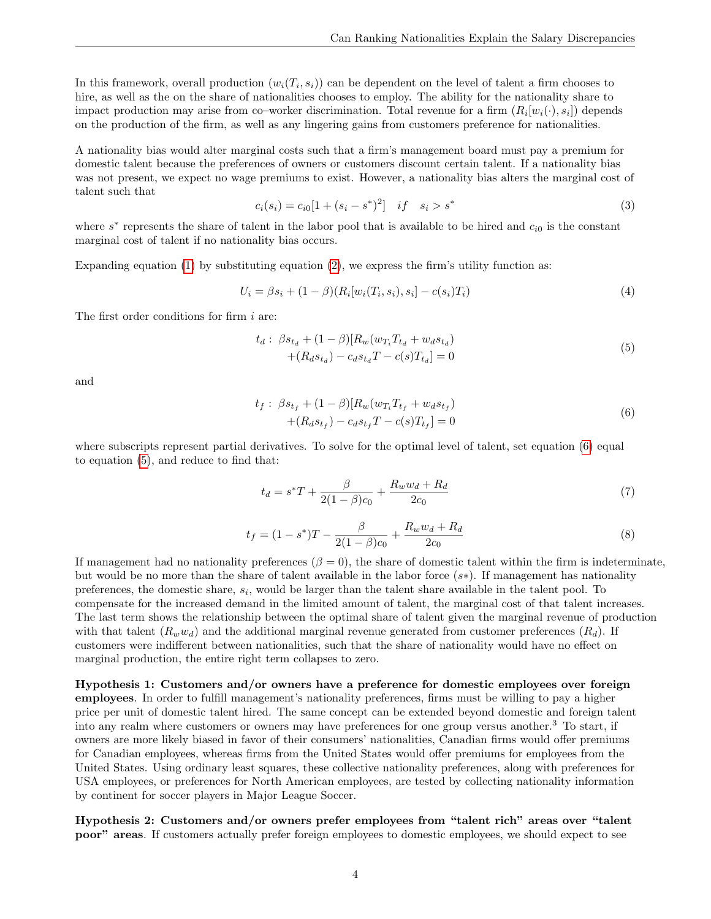In this framework, overall production ($w_i(T_i, s_i)$) can be dependent on the level of talent a firm chooses to hire, as well as the on the share of nationalities chooses to employ. The ability for the nationality share to impact production may arise from co–worker discrimination. Total revenue for a firm ($R_i[w_i(\cdot), s_i]$) depends on the production of the firm, as well as any lingering gains from customers preference for nationalities.

A nationality bias would alter marginal costs such that a firm's management board must pay a premium for domestic talent because the preferences of owners or customers discount certain talent. If a nationality bias was not present, we expect no wage premiums to exist. However, a nationality bias alters the marginal cost of talent such that

$$c_i(s_i) = c_{i0}[1 + (s_i - s^*)^2] \quad if \quad s_i > s^* \tag{3}$$

where $s^*$ represents the share of talent in the labor pool that is available to be hired and $c_{i0}$ is the constant marginal cost of talent if no nationality bias occurs.

Expanding equation (1) by substituting equation (2), we express the firm's utility function as:

$$U_i = \beta s_i + (1 - \beta)(R_i[w_i(T_i, s_i), s_i] - c(s_i)T_i) \tag{4}$$

The first order conditions for firm $i$ are:

$$\begin{aligned} t_d :\ & \beta s_{t_d} + (1 - \beta)[R_w(w_{T_i} T_{t_d} + w_d s_{t_d}) \\ & +(R_d s_{t_d}) - c_d s_{t_d} T - c(s) T_{t_d}] = 0 \end{aligned} \tag{5}$$

and

$$\begin{aligned} t_f :\ & \beta s_{t_f} + (1 - \beta)[R_w(w_{T_i} T_{t_f} + w_d s_{t_f}) \\ & +(R_d s_{t_f}) - c_d s_{t_f} T - c(s) T_{t_f}] = 0 \end{aligned} \tag{6}$$

where subscripts represent partial derivatives. To solve for the optimal level of talent, set equation (6) equal to equation (5), and reduce to find that:

$$t_d = s^* T + \frac{\beta}{2(1 - \beta)c_0} + \frac{R_w w_d + R_d}{2c_0} \tag{7}$$

$$t_f = (1 - s^*)T - \frac{\beta}{2(1 - \beta)c_0} + \frac{R_w w_d + R_d}{2c_0} \tag{8}$$

If management had no nationality preferences ($\beta = 0$), the share of domestic talent within the firm is indeterminate, but would be no more than the share of talent available in the labor force ($s*$). If management has nationality preferences, the domestic share, $s_i$, would be larger than the talent share available in the talent pool. To compensate for the increased demand in the limited amount of talent, the marginal cost of that talent increases. The last term shows the relationship between the optimal share of talent given the marginal revenue of production with that talent ($R_w w_d$) and the additional marginal revenue generated from customer preferences ($R_d$). If customers were indifferent between nationalities, such that the share of nationality would have no effect on marginal production, the entire right term collapses to zero.

**Hypothesis 1: Customers and/or owners have a preference for domestic employees over foreign employees**. In order to fulfill management's nationality preferences, firms must be willing to pay a higher price per unit of domestic talent hired. The same concept can be extended beyond domestic and foreign talent into any realm where customers or owners may have preferences for one group versus another.[3] To start, if owners are more likely biased in favor of their consumers' nationalities, Canadian firms would offer premiums for Canadian employees, whereas firms from the United States would offer premiums for employees from the United States. Using ordinary least squares, these collective nationality preferences, along with preferences for USA employees, or preferences for North American employees, are tested by collecting nationality information by continent for soccer players in Major League Soccer.

**Hypothesis 2: Customers and/or owners prefer employees from "talent rich" areas over "talent poor" areas**. If customers actually prefer foreign employees to domestic employees, we should expect to see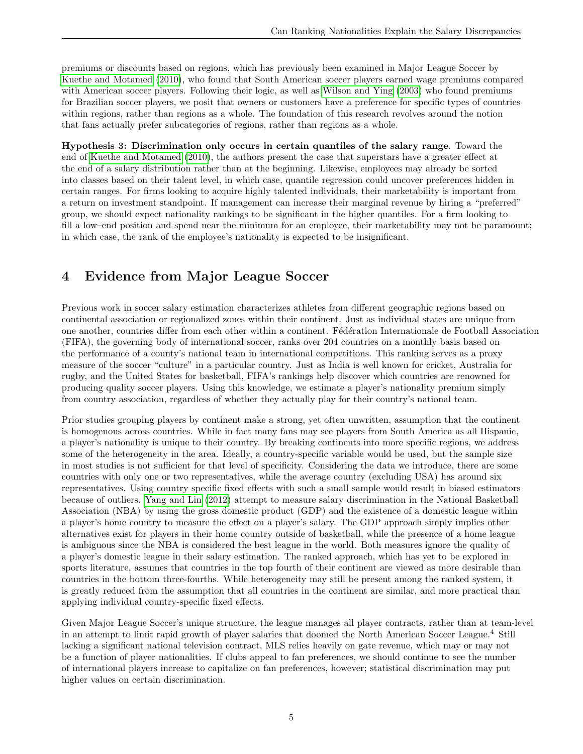premiums or discounts based on regions, which has previously been examined in Major League Soccer by Kuethe and Motamed (2010), who found that South American soccer players earned wage premiums compared with American soccer players. Following their logic, as well as Wilson and Ying (2003) who found premiums for Brazilian soccer players, we posit that owners or customers have a preference for specific types of countries within regions, rather than regions as a whole. The foundation of this research revolves around the notion that fans actually prefer subcategories of regions, rather than regions as a whole.

**Hypothesis 3: Discrimination only occurs in certain quantiles of the salary range**. Toward the end of Kuethe and Motamed (2010), the authors present the case that superstars have a greater effect at the end of a salary distribution rather than at the beginning. Likewise, employees may already be sorted into classes based on their talent level, in which case, quantile regression could uncover preferences hidden in certain ranges. For firms looking to acquire highly talented individuals, their marketability is important from a return on investment standpoint. If management can increase their marginal revenue by hiring a "preferred" group, we should expect nationality rankings to be significant in the higher quantiles. For a firm looking to fill a low–end position and spend near the minimum for an employee, their marketability may not be paramount; in which case, the rank of the employee's nationality is expected to be insignificant.

## 4 Evidence from Major League Soccer

Previous work in soccer salary estimation characterizes athletes from different geographic regions based on continental association or regionalized zones within their continent. Just as individual states are unique from one another, countries differ from each other within a continent. Fédération Internationale de Football Association (FIFA), the governing body of international soccer, ranks over 204 countries on a monthly basis based on the performance of a county's national team in international competitions. This ranking serves as a proxy measure of the soccer "culture" in a particular country. Just as India is well known for cricket, Australia for rugby, and the United States for basketball, FIFA's rankings help discover which countries are renowned for producing quality soccer players. Using this knowledge, we estimate a player's nationality premium simply from country association, regardless of whether they actually play for their country's national team.

Prior studies grouping players by continent make a strong, yet often unwritten, assumption that the continent is homogenous across countries. While in fact many fans may see players from South America as all Hispanic, a player's nationality is unique to their country. By breaking continents into more specific regions, we address some of the heterogeneity in the area. Ideally, a country-specific variable would be used, but the sample size in most studies is not sufficient for that level of specificity. Considering the data we introduce, there are some countries with only one or two representatives, while the average country (excluding USA) has around six representatives. Using country specific fixed effects with such a small sample would result in biased estimators because of outliers. Yang and Lin (2012) attempt to measure salary discrimination in the National Basketball Association (NBA) by using the gross domestic product (GDP) and the existence of a domestic league within a player's home country to measure the effect on a player's salary. The GDP approach simply implies other alternatives exist for players in their home country outside of basketball, while the presence of a home league is ambiguous since the NBA is considered the best league in the world. Both measures ignore the quality of a player's domestic league in their salary estimation. The ranked approach, which has yet to be explored in sports literature, assumes that countries in the top fourth of their continent are viewed as more desirable than countries in the bottom three-fourths. While heterogeneity may still be present among the ranked system, it is greatly reduced from the assumption that all countries in the continent are similar, and more practical than applying individual country-specific fixed effects.

Given Major League Soccer's unique structure, the league manages all player contracts, rather than at team-level in an attempt to limit rapid growth of player salaries that doomed the North American Soccer League.[4] Still lacking a significant national television contract, MLS relies heavily on gate revenue, which may or may not be a function of player nationalities. If clubs appeal to fan preferences, we should continue to see the number of international players increase to capitalize on fan preferences, however; statistical discrimination may put higher values on certain discrimination.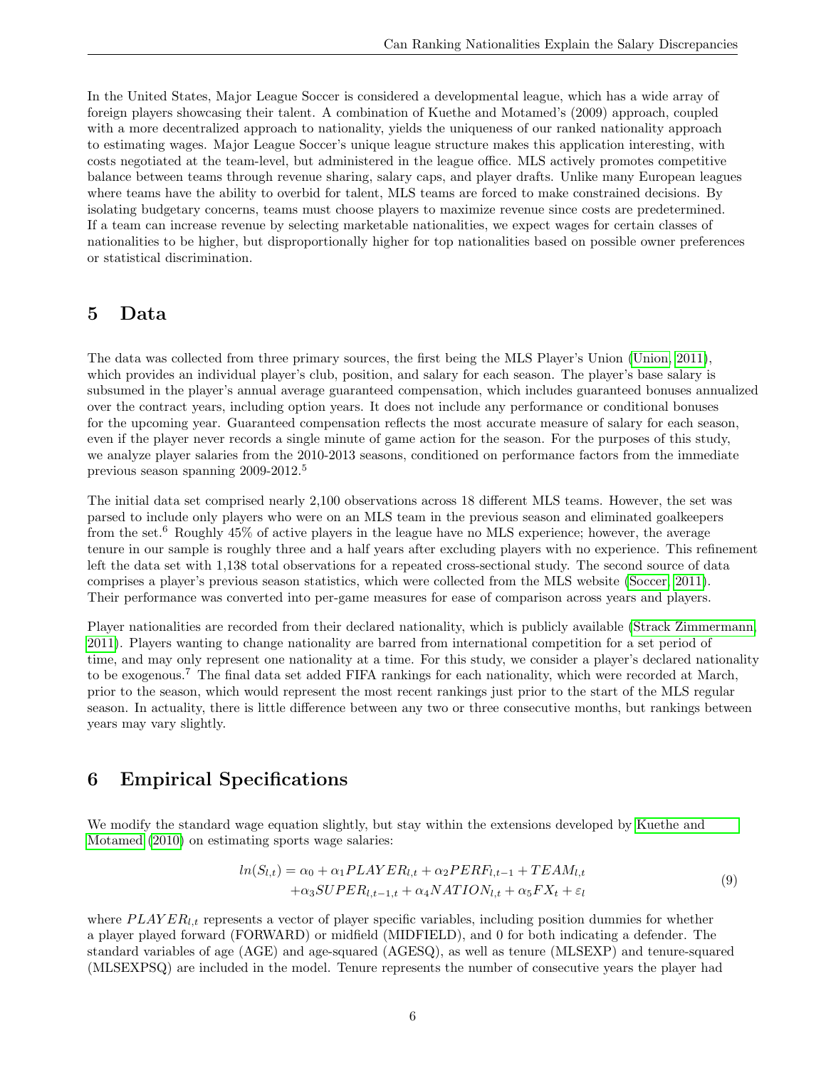In the United States, Major League Soccer is considered a developmental league, which has a wide array of foreign players showcasing their talent. A combination of Kuethe and Motamed's (2009) approach, coupled with a more decentralized approach to nationality, yields the uniqueness of our ranked nationality approach to estimating wages. Major League Soccer's unique league structure makes this application interesting, with costs negotiated at the team-level, but administered in the league office. MLS actively promotes competitive balance between teams through revenue sharing, salary caps, and player drafts. Unlike many European leagues where teams have the ability to overbid for talent, MLS teams are forced to make constrained decisions. By isolating budgetary concerns, teams must choose players to maximize revenue since costs are predetermined. If a team can increase revenue by selecting marketable nationalities, we expect wages for certain classes of nationalities to be higher, but disproportionally higher for top nationalities based on possible owner preferences or statistical discrimination.

## 5 Data

The data was collected from three primary sources, the first being the MLS Player's Union (Union, 2011), which provides an individual player's club, position, and salary for each season. The player's base salary is subsumed in the player's annual average guaranteed compensation, which includes guaranteed bonuses annualized over the contract years, including option years. It does not include any performance or conditional bonuses for the upcoming year. Guaranteed compensation reflects the most accurate measure of salary for each season, even if the player never records a single minute of game action for the season. For the purposes of this study, we analyze player salaries from the 2010-2013 seasons, conditioned on performance factors from the immediate previous season spanning 2009-2012.[5]

The initial data set comprised nearly 2,100 observations across 18 different MLS teams. However, the set was parsed to include only players who were on an MLS team in the previous season and eliminated goalkeepers from the set.[6] Roughly 45% of active players in the league have no MLS experience; however, the average tenure in our sample is roughly three and a half years after excluding players with no experience. This refinement left the data set with 1,138 total observations for a repeated cross-sectional study. The second source of data comprises a player's previous season statistics, which were collected from the MLS website (Soccer, 2011). Their performance was converted into per-game measures for ease of comparison across years and players.

Player nationalities are recorded from their declared nationality, which is publicly available (Strack Zimmermann, 2011). Players wanting to change nationality are barred from international competition for a set period of time, and may only represent one nationality at a time. For this study, we consider a player's declared nationality to be exogenous.[7] The final data set added FIFA rankings for each nationality, which were recorded at March, prior to the season, which would represent the most recent rankings just prior to the start of the MLS regular season. In actuality, there is little difference between any two or three consecutive months, but rankings between years may vary slightly.

## 6 Empirical Specifications

We modify the standard wage equation slightly, but stay within the extensions developed by Kuethe and Motamed (2010) on estimating sports wage salaries:

$$
\begin{aligned}
ln(S_{l,t}) = \alpha_0 + \alpha_1 PLAYER_{l,t} + \alpha_2 PERF_{l,t-1} + TEAM_{l,t} \\
+ \alpha_3 SUPER_{l,t-1,t} + \alpha_4 NATION_{l,t} + \alpha_5 FX_t + \varepsilon_l
\end{aligned}
\tag{9}
$$

where $PLAYER_{l,t}$ represents a vector of player specific variables, including position dummies for whether a player played forward (FORWARD) or midfield (MIDFIELD), and 0 for both indicating a defender. The standard variables of age (AGE) and age-squared (AGESQ), as well as tenure (MLSEXP) and tenure-squared (MLSEXPSQ) are included in the model. Tenure represents the number of consecutive years the player had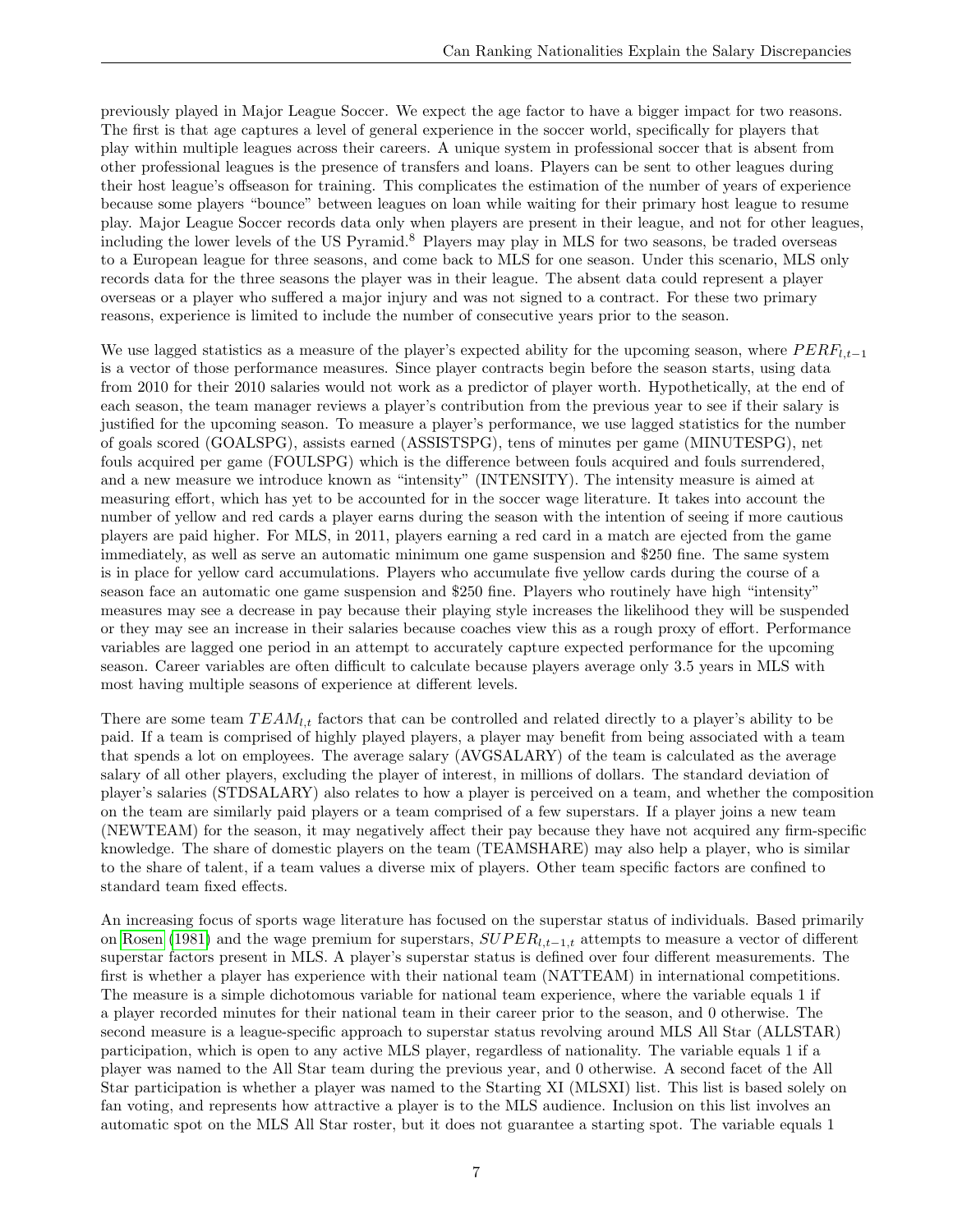previously played in Major League Soccer. We expect the age factor to have a bigger impact for two reasons. The first is that age captures a level of general experience in the soccer world, specifically for players that play within multiple leagues across their careers. A unique system in professional soccer that is absent from other professional leagues is the presence of transfers and loans. Players can be sent to other leagues during their host league's offseason for training. This complicates the estimation of the number of years of experience because some players "bounce" between leagues on loan while waiting for their primary host league to resume play. Major League Soccer records data only when players are present in their league, and not for other leagues, including the lower levels of the US Pyramid.[8] Players may play in MLS for two seasons, be traded overseas to a European league for three seasons, and come back to MLS for one season. Under this scenario, MLS only records data for the three seasons the player was in their league. The absent data could represent a player overseas or a player who suffered a major injury and was not signed to a contract. For these two primary reasons, experience is limited to include the number of consecutive years prior to the season.

We use lagged statistics as a measure of the player's expected ability for the upcoming season, where $PERF_{l,t-1}$ is a vector of those performance measures. Since player contracts begin before the season starts, using data from 2010 for their 2010 salaries would not work as a predictor of player worth. Hypothetically, at the end of each season, the team manager reviews a player's contribution from the previous year to see if their salary is justified for the upcoming season. To measure a player's performance, we use lagged statistics for the number of goals scored (GOALSPG), assists earned (ASSISTSPG), tens of minutes per game (MINUTESPG), net fouls acquired per game (FOULSPG) which is the difference between fouls acquired and fouls surrendered, and a new measure we introduce known as "intensity" (INTENSITY). The intensity measure is aimed at measuring effort, which has yet to be accounted for in the soccer wage literature. It takes into account the number of yellow and red cards a player earns during the season with the intention of seeing if more cautious players are paid higher. For MLS, in 2011, players earning a red card in a match are ejected from the game immediately, as well as serve an automatic minimum one game suspension and \$250 fine. The same system is in place for yellow card accumulations. Players who accumulate five yellow cards during the course of a season face an automatic one game suspension and \$250 fine. Players who routinely have high "intensity" measures may see a decrease in pay because their playing style increases the likelihood they will be suspended or they may see an increase in their salaries because coaches view this as a rough proxy of effort. Performance variables are lagged one period in an attempt to accurately capture expected performance for the upcoming season. Career variables are often difficult to calculate because players average only 3.5 years in MLS with most having multiple seasons of experience at different levels.

There are some team $TEAM_{l,t}$ factors that can be controlled and related directly to a player's ability to be paid. If a team is comprised of highly played players, a player may benefit from being associated with a team that spends a lot on employees. The average salary (AVGSALARY) of the team is calculated as the average salary of all other players, excluding the player of interest, in millions of dollars. The standard deviation of player's salaries (STDSALARY) also relates to how a player is perceived on a team, and whether the composition on the team are similarly paid players or a team comprised of a few superstars. If a player joins a new team (NEWTEAM) for the season, it may negatively affect their pay because they have not acquired any firm-specific knowledge. The share of domestic players on the team (TEAMSHARE) may also help a player, who is similar to the share of talent, if a team values a diverse mix of players. Other team specific factors are confined to standard team fixed effects.

An increasing focus of sports wage literature has focused on the superstar status of individuals. Based primarily on Rosen (1981) and the wage premium for superstars, $SUPER_{l,t-1,t}$ attempts to measure a vector of different superstar factors present in MLS. A player's superstar status is defined over four different measurements. The first is whether a player has experience with their national team (NATTEAM) in international competitions. The measure is a simple dichotomous variable for national team experience, where the variable equals 1 if a player recorded minutes for their national team in their career prior to the season, and 0 otherwise. The second measure is a league-specific approach to superstar status revolving around MLS All Star (ALLSTAR) participation, which is open to any active MLS player, regardless of nationality. The variable equals 1 if a player was named to the All Star team during the previous year, and 0 otherwise. A second facet of the All Star participation is whether a player was named to the Starting XI (MLSXI) list. This list is based solely on fan voting, and represents how attractive a player is to the MLS audience. Inclusion on this list involves an automatic spot on the MLS All Star roster, but it does not guarantee a starting spot. The variable equals 1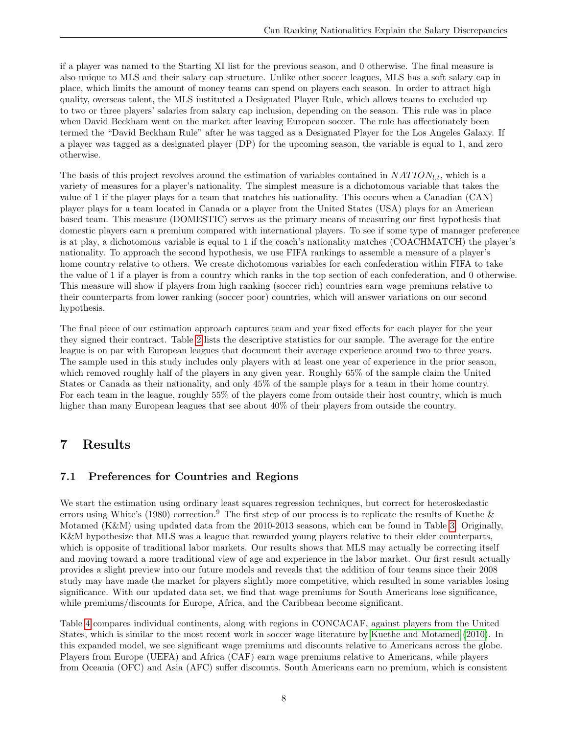if a player was named to the Starting XI list for the previous season, and 0 otherwise. The final measure is also unique to MLS and their salary cap structure. Unlike other soccer leagues, MLS has a soft salary cap in place, which limits the amount of money teams can spend on players each season. In order to attract high quality, overseas talent, the MLS instituted a Designated Player Rule, which allows teams to excluded up to two or three players' salaries from salary cap inclusion, depending on the season. This rule was in place when David Beckham went on the market after leaving European soccer. The rule has affectionately been termed the "David Beckham Rule" after he was tagged as a Designated Player for the Los Angeles Galaxy. If a player was tagged as a designated player (DP) for the upcoming season, the variable is equal to 1, and zero otherwise.

The basis of this project revolves around the estimation of variables contained in $NATION_{l,t}$, which is a variety of measures for a player's nationality. The simplest measure is a dichotomous variable that takes the value of 1 if the player plays for a team that matches his nationality. This occurs when a Canadian (CAN) player plays for a team located in Canada or a player from the United States (USA) plays for an American based team. This measure (DOMESTIC) serves as the primary means of measuring our first hypothesis that domestic players earn a premium compared with international players. To see if some type of manager preference is at play, a dichotomous variable is equal to 1 if the coach's nationality matches (COACHMATCH) the player's nationality. To approach the second hypothesis, we use FIFA rankings to assemble a measure of a player's home country relative to others. We create dichotomous variables for each confederation within FIFA to take the value of 1 if a player is from a country which ranks in the top section of each confederation, and 0 otherwise. This measure will show if players from high ranking (soccer rich) countries earn wage premiums relative to their counterparts from lower ranking (soccer poor) countries, which will answer variations on our second hypothesis.

The final piece of our estimation approach captures team and year fixed effects for each player for the year they signed their contract. Table 2 lists the descriptive statistics for our sample. The average for the entire league is on par with European leagues that document their average experience around two to three years. The sample used in this study includes only players with at least one year of experience in the prior season, which removed roughly half of the players in any given year. Roughly 65% of the sample claim the United States or Canada as their nationality, and only 45% of the sample plays for a team in their home country. For each team in the league, roughly 55% of the players come from outside their host country, which is much higher than many European leagues that see about 40% of their players from outside the country.

# 7 Results

## 7.1 Preferences for Countries and Regions

We start the estimation using ordinary least squares regression techniques, but correct for heteroskedastic errors using White's (1980) correction.[9] The first step of our process is to replicate the results of Kuethe & Motamed (K&M) using updated data from the 2010-2013 seasons, which can be found in Table 3. Originally, K&M hypothesize that MLS was a league that rewarded young players relative to their elder counterparts, which is opposite of traditional labor markets. Our results shows that MLS may actually be correcting itself and moving toward a more traditional view of age and experience in the labor market. Our first result actually provides a slight preview into our future models and reveals that the addition of four teams since their 2008 study may have made the market for players slightly more competitive, which resulted in some variables losing significance. With our updated data set, we find that wage premiums for South Americans lose significance, while premiums/discounts for Europe, Africa, and the Caribbean become significant.

Table 4 compares individual continents, along with regions in CONCACAF, against players from the United States, which is similar to the most recent work in soccer wage literature by Kuethe and Motamed (2010). In this expanded model, we see significant wage premiums and discounts relative to Americans across the globe. Players from Europe (UEFA) and Africa (CAF) earn wage premiums relative to Americans, while players from Oceania (OFC) and Asia (AFC) suffer discounts. South Americans earn no premium, which is consistent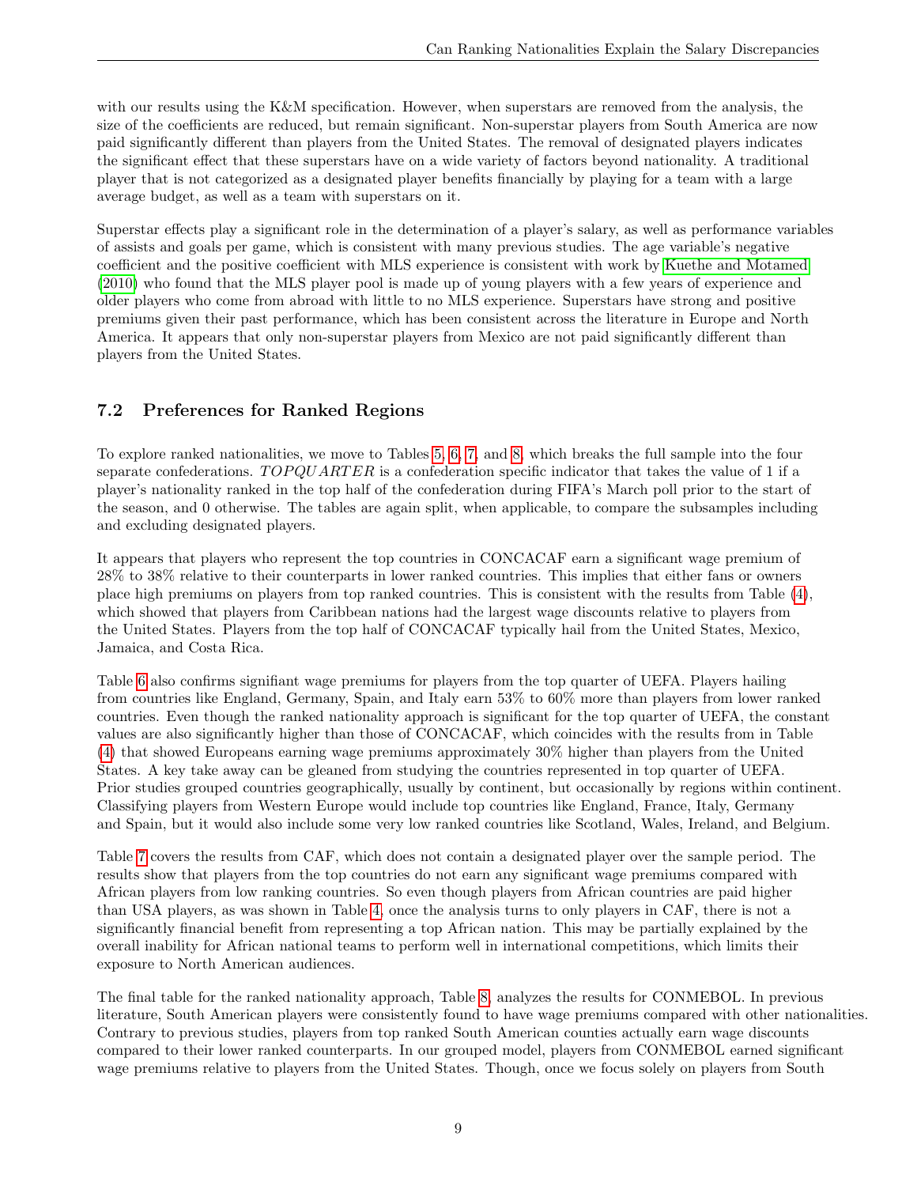with our results using the K&M specification. However, when superstars are removed from the analysis, the size of the coefficients are reduced, but remain significant. Non-superstar players from South America are now paid significantly different than players from the United States. The removal of designated players indicates the significant effect that these superstars have on a wide variety of factors beyond nationality. A traditional player that is not categorized as a designated player benefits financially by playing for a team with a large average budget, as well as a team with superstars on it.

Superstar effects play a significant role in the determination of a player's salary, as well as performance variables of assists and goals per game, which is consistent with many previous studies. The age variable's negative coefficient and the positive coefficient with MLS experience is consistent with work by Kuethe and Motamed (2010) who found that the MLS player pool is made up of young players with a few years of experience and older players who come from abroad with little to no MLS experience. Superstars have strong and positive premiums given their past performance, which has been consistent across the literature in Europe and North America. It appears that only non-superstar players from Mexico are not paid significantly different than players from the United States.

### 7.2 Preferences for Ranked Regions

To explore ranked nationalities, we move to Tables 5, 6, 7, and 8, which breaks the full sample into the four separate confederations. $TOPQUARTER$ is a confederation specific indicator that takes the value of 1 if a player's nationality ranked in the top half of the confederation during FIFA's March poll prior to the start of the season, and 0 otherwise. The tables are again split, when applicable, to compare the subsamples including and excluding designated players.

It appears that players who represent the top countries in CONCACAF earn a significant wage premium of 28% to 38% relative to their counterparts in lower ranked countries. This implies that either fans or owners place high premiums on players from top ranked countries. This is consistent with the results from Table (4), which showed that players from Caribbean nations had the largest wage discounts relative to players from the United States. Players from the top half of CONCACAF typically hail from the United States, Mexico, Jamaica, and Costa Rica.

Table 6 also confirms signifiant wage premiums for players from the top quarter of UEFA. Players hailing from countries like England, Germany, Spain, and Italy earn 53% to 60% more than players from lower ranked countries. Even though the ranked nationality approach is significant for the top quarter of UEFA, the constant values are also significantly higher than those of CONCACAF, which coincides with the results from in Table (4) that showed Europeans earning wage premiums approximately 30% higher than players from the United States. A key take away can be gleaned from studying the countries represented in top quarter of UEFA. Prior studies grouped countries geographically, usually by continent, but occasionally by regions within continent. Classifying players from Western Europe would include top countries like England, France, Italy, Germany and Spain, but it would also include some very low ranked countries like Scotland, Wales, Ireland, and Belgium.

Table 7 covers the results from CAF, which does not contain a designated player over the sample period. The results show that players from the top countries do not earn any significant wage premiums compared with African players from low ranking countries. So even though players from African countries are paid higher than USA players, as was shown in Table 4, once the analysis turns to only players in CAF, there is not a significantly financial benefit from representing a top African nation. This may be partially explained by the overall inability for African national teams to perform well in international competitions, which limits their exposure to North American audiences.

The final table for the ranked nationality approach, Table 8, analyzes the results for CONMEBOL. In previous literature, South American players were consistently found to have wage premiums compared with other nationalities. Contrary to previous studies, players from top ranked South American counties actually earn wage discounts compared to their lower ranked counterparts. In our grouped model, players from CONMEBOL earned significant wage premiums relative to players from the United States. Though, once we focus solely on players from South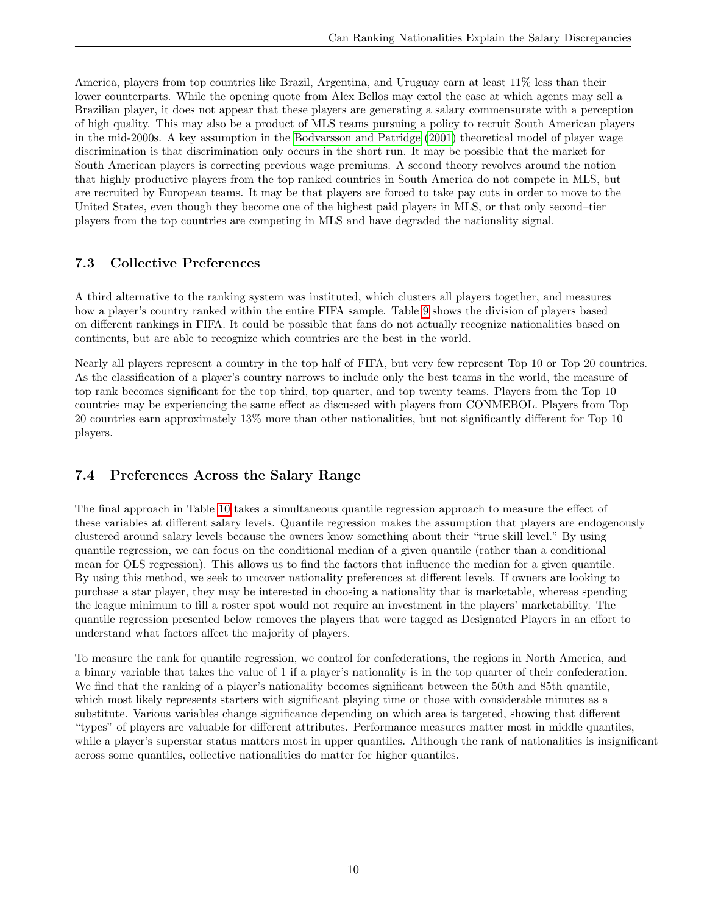America, players from top countries like Brazil, Argentina, and Uruguay earn at least 11% less than their lower counterparts. While the opening quote from Alex Bellos may extol the ease at which agents may sell a Brazilian player, it does not appear that these players are generating a salary commensurate with a perception of high quality. This may also be a product of MLS teams pursuing a policy to recruit South American players in the mid-2000s. A key assumption in the Bodvarsson and Patridge (2001) theoretical model of player wage discrimination is that discrimination only occurs in the short run. It may be possible that the market for South American players is correcting previous wage premiums. A second theory revolves around the notion that highly productive players from the top ranked countries in South America do not compete in MLS, but are recruited by European teams. It may be that players are forced to take pay cuts in order to move to the United States, even though they become one of the highest paid players in MLS, or that only second–tier players from the top countries are competing in MLS and have degraded the nationality signal.

### 7.3 Collective Preferences

A third alternative to the ranking system was instituted, which clusters all players together, and measures how a player's country ranked within the entire FIFA sample. Table 9 shows the division of players based on different rankings in FIFA. It could be possible that fans do not actually recognize nationalities based on continents, but are able to recognize which countries are the best in the world.

Nearly all players represent a country in the top half of FIFA, but very few represent Top 10 or Top 20 countries. As the classification of a player's country narrows to include only the best teams in the world, the measure of top rank becomes significant for the top third, top quarter, and top twenty teams. Players from the Top 10 countries may be experiencing the same effect as discussed with players from CONMEBOL. Players from Top 20 countries earn approximately 13% more than other nationalities, but not significantly different for Top 10 players.

### 7.4 Preferences Across the Salary Range

The final approach in Table 10 takes a simultaneous quantile regression approach to measure the effect of these variables at different salary levels. Quantile regression makes the assumption that players are endogenously clustered around salary levels because the owners know something about their "true skill level." By using quantile regression, we can focus on the conditional median of a given quantile (rather than a conditional mean for OLS regression). This allows us to find the factors that influence the median for a given quantile. By using this method, we seek to uncover nationality preferences at different levels. If owners are looking to purchase a star player, they may be interested in choosing a nationality that is marketable, whereas spending the league minimum to fill a roster spot would not require an investment in the players' marketability. The quantile regression presented below removes the players that were tagged as Designated Players in an effort to understand what factors affect the majority of players.

To measure the rank for quantile regression, we control for confederations, the regions in North America, and a binary variable that takes the value of 1 if a player's nationality is in the top quarter of their confederation. We find that the ranking of a player's nationality becomes significant between the 50th and 85th quantile, which most likely represents starters with significant playing time or those with considerable minutes as a substitute. Various variables change significance depending on which area is targeted, showing that different "types" of players are valuable for different attributes. Performance measures matter most in middle quantiles, while a player's superstar status matters most in upper quantiles. Although the rank of nationalities is insignificant across some quantiles, collective nationalities do matter for higher quantiles.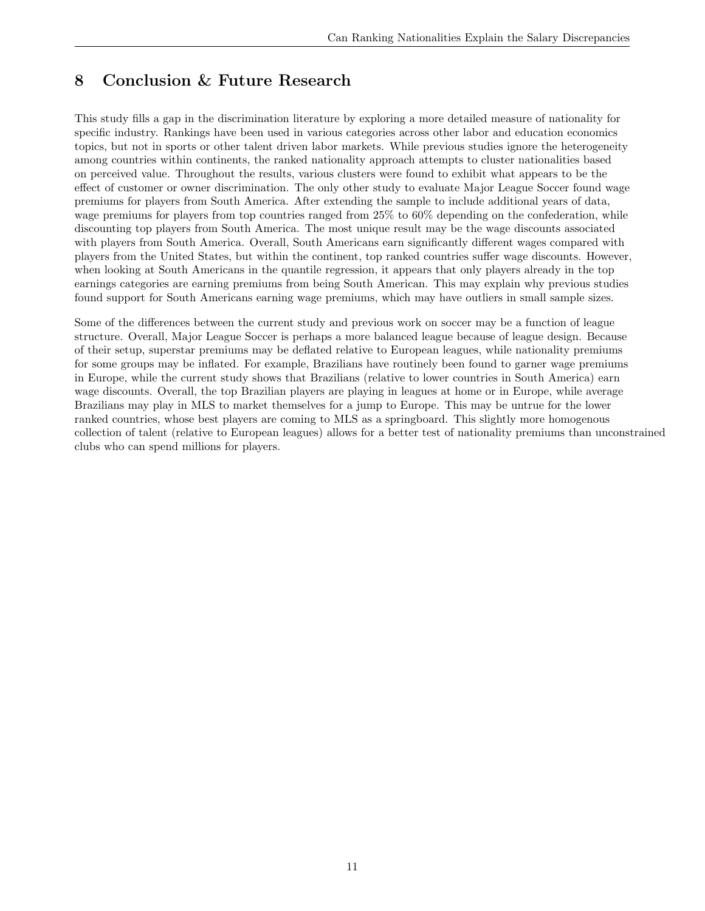## 8 Conclusion & Future Research

This study fills a gap in the discrimination literature by exploring a more detailed measure of nationality for specific industry. Rankings have been used in various categories across other labor and education economics topics, but not in sports or other talent driven labor markets. While previous studies ignore the heterogeneity among countries within continents, the ranked nationality approach attempts to cluster nationalities based on perceived value. Throughout the results, various clusters were found to exhibit what appears to be the effect of customer or owner discrimination. The only other study to evaluate Major League Soccer found wage premiums for players from South America. After extending the sample to include additional years of data, wage premiums for players from top countries ranged from 25% to 60% depending on the confederation, while discounting top players from South America. The most unique result may be the wage discounts associated with players from South America. Overall, South Americans earn significantly different wages compared with players from the United States, but within the continent, top ranked countries suffer wage discounts. However, when looking at South Americans in the quantile regression, it appears that only players already in the top earnings categories are earning premiums from being South American. This may explain why previous studies found support for South Americans earning wage premiums, which may have outliers in small sample sizes.

Some of the differences between the current study and previous work on soccer may be a function of league structure. Overall, Major League Soccer is perhaps a more balanced league because of league design. Because of their setup, superstar premiums may be deflated relative to European leagues, while nationality premiums for some groups may be inflated. For example, Brazilians have routinely been found to garner wage premiums in Europe, while the current study shows that Brazilians (relative to lower countries in South America) earn wage discounts. Overall, the top Brazilian players are playing in leagues at home or in Europe, while average Brazilians may play in MLS to market themselves for a jump to Europe. This may be untrue for the lower ranked countries, whose best players are coming to MLS as a springboard. This slightly more homogenous collection of talent (relative to European leagues) allows for a better test of nationality premiums than unconstrained clubs who can spend millions for players.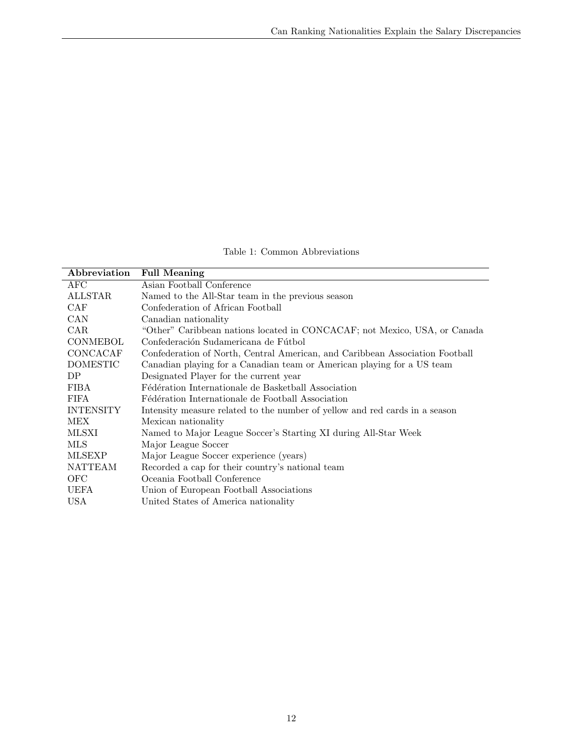Table 1: Common Abbreviations

| Abbreviation | Full Meaning |
| --- | --- |
| AFC | Asian Football Conference |
| ALLSTAR | Named to the All-Star team in the previous season |
| CAF | Confederation of African Football |
| CAN | Canadian nationality |
| CAR | “Other” Caribbean nations located in CONCACAF; not Mexico, USA, or Canada |
| CONMEBOL | Confederación Sudamericana de Fútbol |
| CONCACAF | Confederation of North, Central American, and Caribbean Association Football |
| DOMESTIC | Canadian playing for a Canadian team or American playing for a US team |
| DP | Designated Player for the current year |
| FIBA | Fédération Internationale de Basketball Association |
| FIFA | Fédération Internationale de Football Association |
| INTENSITY | Intensity measure related to the number of yellow and red cards in a season |
| MEX | Mexican nationality |
| MLSXI | Named to Major League Soccer’s Starting XI during All-Star Week |
| MLS | Major League Soccer |
| MLSEXP | Major League Soccer experience (years) |
| NATTEAM | Recorded a cap for their country’s national team |
| OFC | Oceania Football Conference |
| UEFA | Union of European Football Associations |
| USA | United States of America nationality |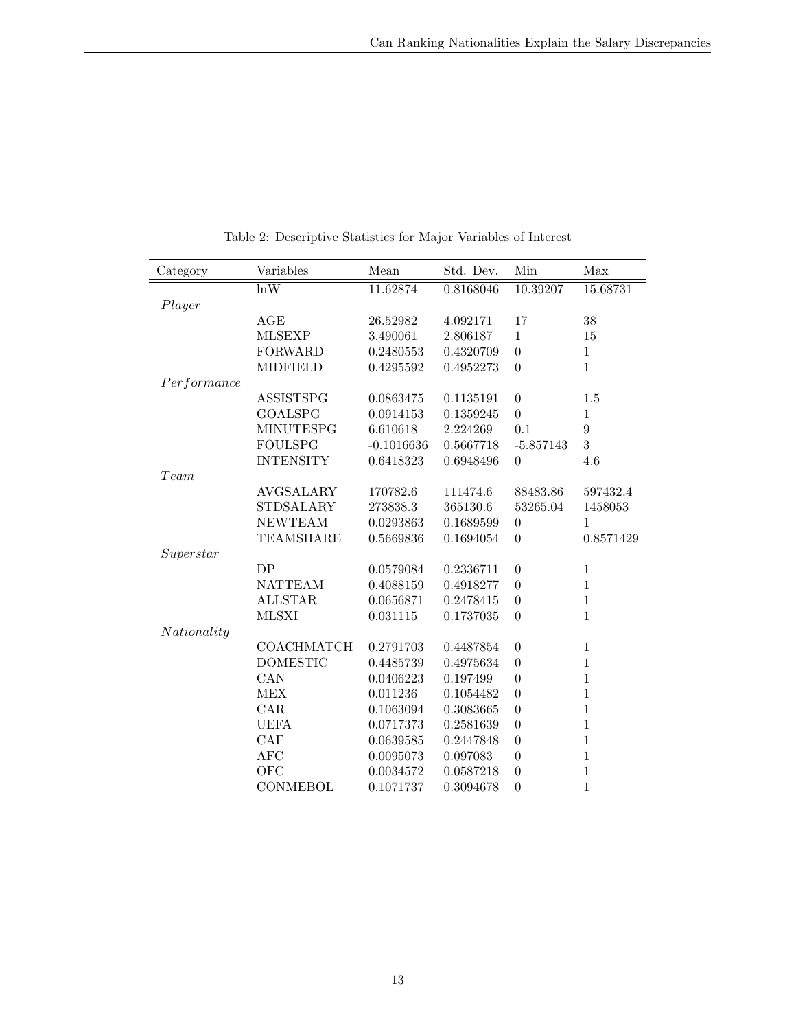Table 2: Descriptive Statistics for Major Variables of Interest

| Category | Variables | Mean | Std. Dev. | Min | Max |
|---|---|---|---|---|---|
| | lnW | 11.62874 | 0.8168046 | 10.39207 | 15.68731 |
| *Player* | | | | | |
| | AGE | 26.52982 | 4.092171 | 17 | 38 |
| | MLSEXP | 3.490061 | 2.806187 | 1 | 15 |
| | FORWARD | 0.2480553 | 0.4320709 | 0 | 1 |
| | MIDFIELD | 0.4295592 | 0.4952273 | 0 | 1 |
| *Performance* | | | | | |
| | ASSISTSPG | 0.0863475 | 0.1135191 | 0 | 1.5 |
| | GOALSPG | 0.0914153 | 0.1359245 | 0 | 1 |
| | MINUTESPG | 6.610618 | 2.224269 | 0.1 | 9 |
| | FOULSPG | -0.1016636 | 0.5667718 | -5.857143 | 3 |
| | INTENSITY | 0.6418323 | 0.6948496 | 0 | 4.6 |
| *Team* | | | | | |
| | AVGSALARY | 170782.6 | 111474.6 | 88483.86 | 597432.4 |
| | STDSALARY | 273838.3 | 365130.6 | 53265.04 | 1458053 |
| | NEWTEAM | 0.0293863 | 0.1689599 | 0 | 1 |
| | TEAMSHARE | 0.5669836 | 0.1694054 | 0 | 0.8571429 |
| *Superstar* | | | | | |
| | DP | 0.0579084 | 0.2336711 | 0 | 1 |
| | NATTEAM | 0.4088159 | 0.4918277 | 0 | 1 |
| | ALLSTAR | 0.0656871 | 0.2478415 | 0 | 1 |
| | MLSXI | 0.031115 | 0.1737035 | 0 | 1 |
| *Nationality* | | | | | |
| | COACHMATCH | 0.2791703 | 0.4487854 | 0 | 1 |
| | DOMESTIC | 0.4485739 | 0.4975634 | 0 | 1 |
| | CAN | 0.0406223 | 0.197499 | 0 | 1 |
| | MEX | 0.011236 | 0.1054482 | 0 | 1 |
| | CAR | 0.1063094 | 0.3083665 | 0 | 1 |
| | UEFA | 0.0717373 | 0.2581639 | 0 | 1 |
| | CAF | 0.0639585 | 0.2447848 | 0 | 1 |
| | AFC | 0.0095073 | 0.097083 | 0 | 1 |
| | OFC | 0.0034572 | 0.0587218 | 0 | 1 |
| | CONMEBOL | 0.1071737 | 0.3094678 | 0 | 1 |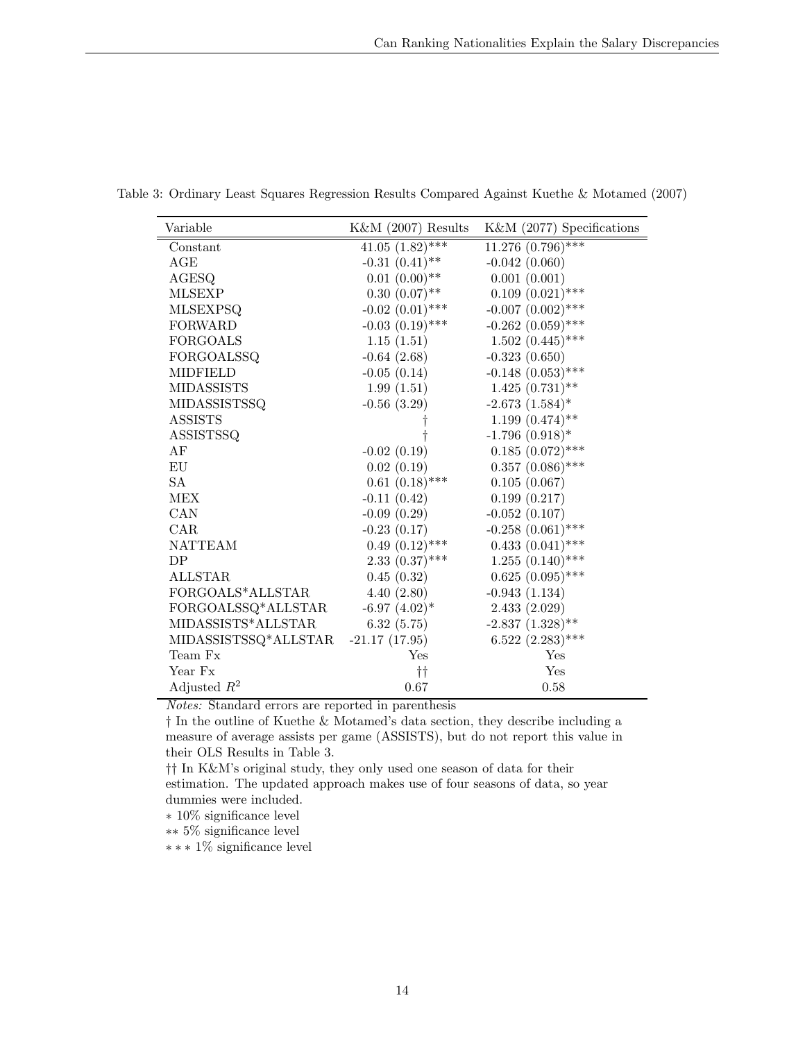Table 3: Ordinary Least Squares Regression Results Compared Against Kuethe & Motamed (2007)

| Variable | K&M (2007) Results | K&M (2077) Specifications |
|---|---|---|
| Constant | 41.05 (1.82)*** | 11.276 (0.796)*** |
| AGE | -0.31 (0.41)** | -0.042 (0.060) |
| AGESQ | 0.01 (0.00)** | 0.001 (0.001) |
| MLSEXP | 0.30 (0.07)** | 0.109 (0.021)*** |
| MLSEXPSQ | -0.02 (0.01)*** | -0.007 (0.002)*** |
| FORWARD | -0.03 (0.19)*** | -0.262 (0.059)*** |
| FORGOALS | 1.15 (1.51) | 1.502 (0.445)*** |
| FORGOALSSQ | -0.64 (2.68) | -0.323 (0.650) |
| MIDFIELD | -0.05 (0.14) | -0.148 (0.053)*** |
| MIDASSISTS | 1.99 (1.51) | 1.425 (0.731)** |
| MIDASSISTSSQ | -0.56 (3.29) | -2.673 (1.584)* |
| ASSISTS | † | 1.199 (0.474)** |
| ASSISTSSQ | † | -1.796 (0.918)* |
| AF | -0.02 (0.19) | 0.185 (0.072)*** |
| EU | 0.02 (0.19) | 0.357 (0.086)*** |
| SA | 0.61 (0.18)*** | 0.105 (0.067) |
| MEX | -0.11 (0.42) | 0.199 (0.217) |
| CAN | -0.09 (0.29) | -0.052 (0.107) |
| CAR | -0.23 (0.17) | -0.258 (0.061)*** |
| NATTEAM | 0.49 (0.12)*** | 0.433 (0.041)*** |
| DP | 2.33 (0.37)*** | 1.255 (0.140)*** |
| ALLSTAR | 0.45 (0.32) | 0.625 (0.095)*** |
| FORGOALS*ALLSTAR | 4.40 (2.80) | -0.943 (1.134) |
| FORGOALSSQ*ALLSTAR | -6.97 (4.02)* | 2.433 (2.029) |
| MIDASSISTS*ALLSTAR | 6.32 (5.75) | -2.837 (1.328)** |
| MIDASSISTSSQ*ALLSTAR | -21.17 (17.95) | 6.522 (2.283)*** |
| Team Fx | Yes | Yes |
| Year Fx | †† | Yes |
| Adjusted $R^2$ | 0.67 | 0.58 |

*Notes:* Standard errors are reported in parenthesis

† In the outline of Kuethe & Motamed's data section, they describe including a measure of average assists per game (ASSISTS), but do not report this value in their OLS Results in Table 3.

†† In K&M's original study, they only used one season of data for their estimation. The updated approach makes use of four seasons of data, so year dummies were included.

* 10% significance level

** 5% significance level

*** 1% significance level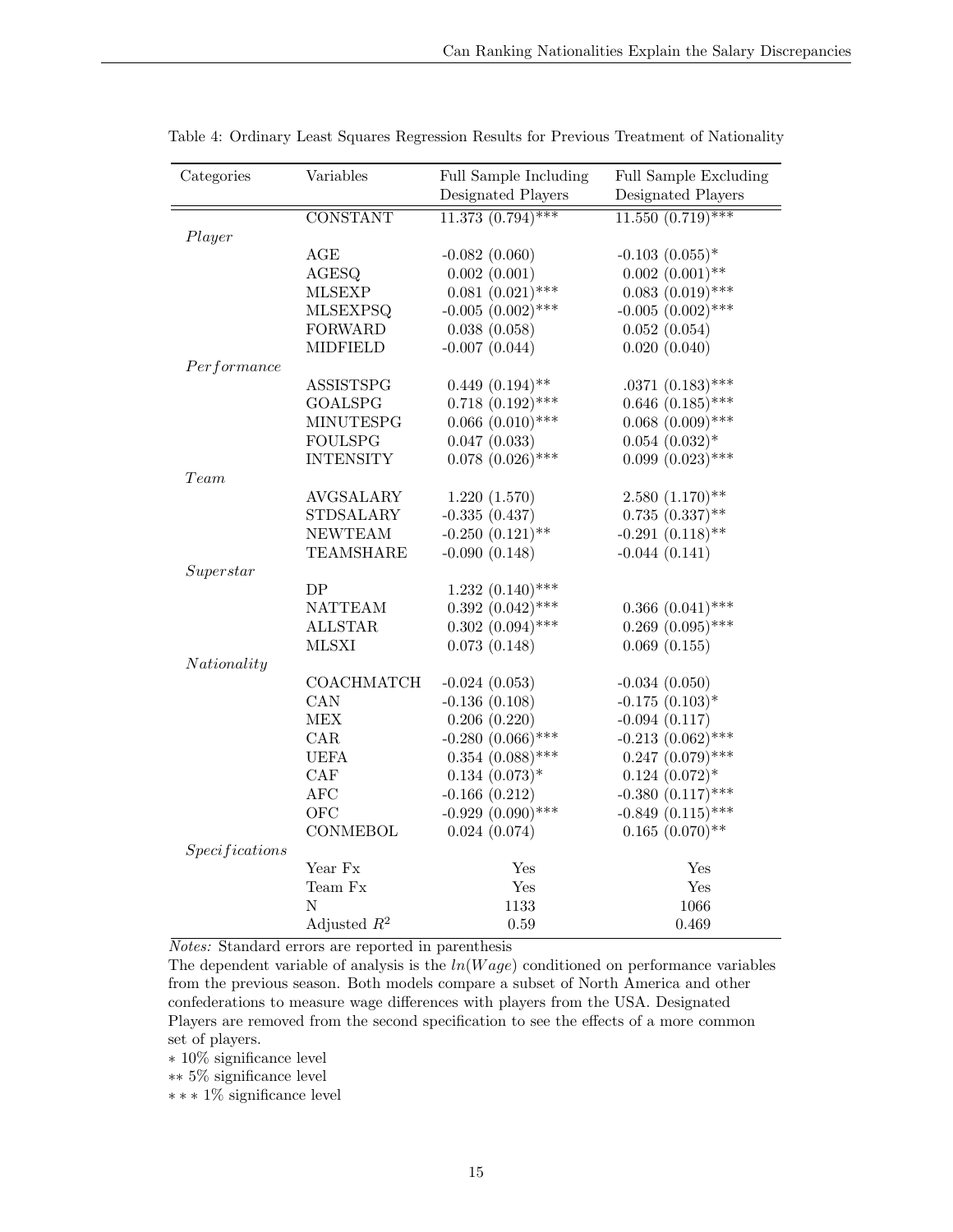Table 4: Ordinary Least Squares Regression Results for Previous Treatment of Nationality

| Categories | Variables | Full Sample Including Designated Players | Full Sample Excluding Designated Players |
|---|---|---|---|
| | CONSTANT | 11.373 (0.794)*** | 11.550 (0.719)*** |
| *Player* | | | |
| | AGE | -0.082 (0.060) | -0.103 (0.055)* |
| | AGESQ | 0.002 (0.001) | 0.002 (0.001)** |
| | MLSEXP | 0.081 (0.021)*** | 0.083 (0.019)*** |
| | MLSEXPSQ | -0.005 (0.002)*** | -0.005 (0.002)*** |
| | FORWARD | 0.038 (0.058) | 0.052 (0.054) |
| | MIDFIELD | -0.007 (0.044) | 0.020 (0.040) |
| *Performance* | | | |
| | ASSISTSPG | 0.449 (0.194)** | .0371 (0.183)*** |
| | GOALSPG | 0.718 (0.192)*** | 0.646 (0.185)*** |
| | MINUTESPG | 0.066 (0.010)*** | 0.068 (0.009)*** |
| | FOULSPG | 0.047 (0.033) | 0.054 (0.032)* |
| | INTENSITY | 0.078 (0.026)*** | 0.099 (0.023)*** |
| *Team* | | | |
| | AVGSALARY | 1.220 (1.570) | 2.580 (1.170)** |
| | STDSALARY | -0.335 (0.437) | 0.735 (0.337)** |
| | NEWTEAM | -0.250 (0.121)** | -0.291 (0.118)** |
| | TEAMSHARE | -0.090 (0.148) | -0.044 (0.141) |
| *Superstar* | | | |
| | DP | 1.232 (0.140)*** | |
| | NATTEAM | 0.392 (0.042)*** | 0.366 (0.041)*** |
| | ALLSTAR | 0.302 (0.094)*** | 0.269 (0.095)*** |
| | MLSXI | 0.073 (0.148) | 0.069 (0.155) |
| *Nationality* | | | |
| | COACHMATCH | -0.024 (0.053) | -0.034 (0.050) |
| | CAN | -0.136 (0.108) | -0.175 (0.103)* |
| | MEX | 0.206 (0.220) | -0.094 (0.117) |
| | CAR | -0.280 (0.066)*** | -0.213 (0.062)*** |
| | UEFA | 0.354 (0.088)*** | 0.247 (0.079)*** |
| | CAF | 0.134 (0.073)* | 0.124 (0.072)* |
| | AFC | -0.166 (0.212) | -0.380 (0.117)*** |
| | OFC | -0.929 (0.090)*** | -0.849 (0.115)*** |
| | CONMEBOL | 0.024 (0.074) | 0.165 (0.070)** |
| *Specifications* | | | |
| | Year Fx | Yes | Yes |
| | Team Fx | Yes | Yes |
| | N | 1133 | 1066 |
| | Adjusted $R^2$ | 0.59 | 0.469 |

*Notes:* Standard errors are reported in parenthesis

The dependent variable of analysis is the $ln(Wage)$ conditioned on performance variables from the previous season. Both models compare a subset of North America and other confederations to measure wage differences with players from the USA. Designated Players are removed from the second specification to see the effects of a more common set of players.

* 10% significance level

** 5% significance level

*** 1% significance level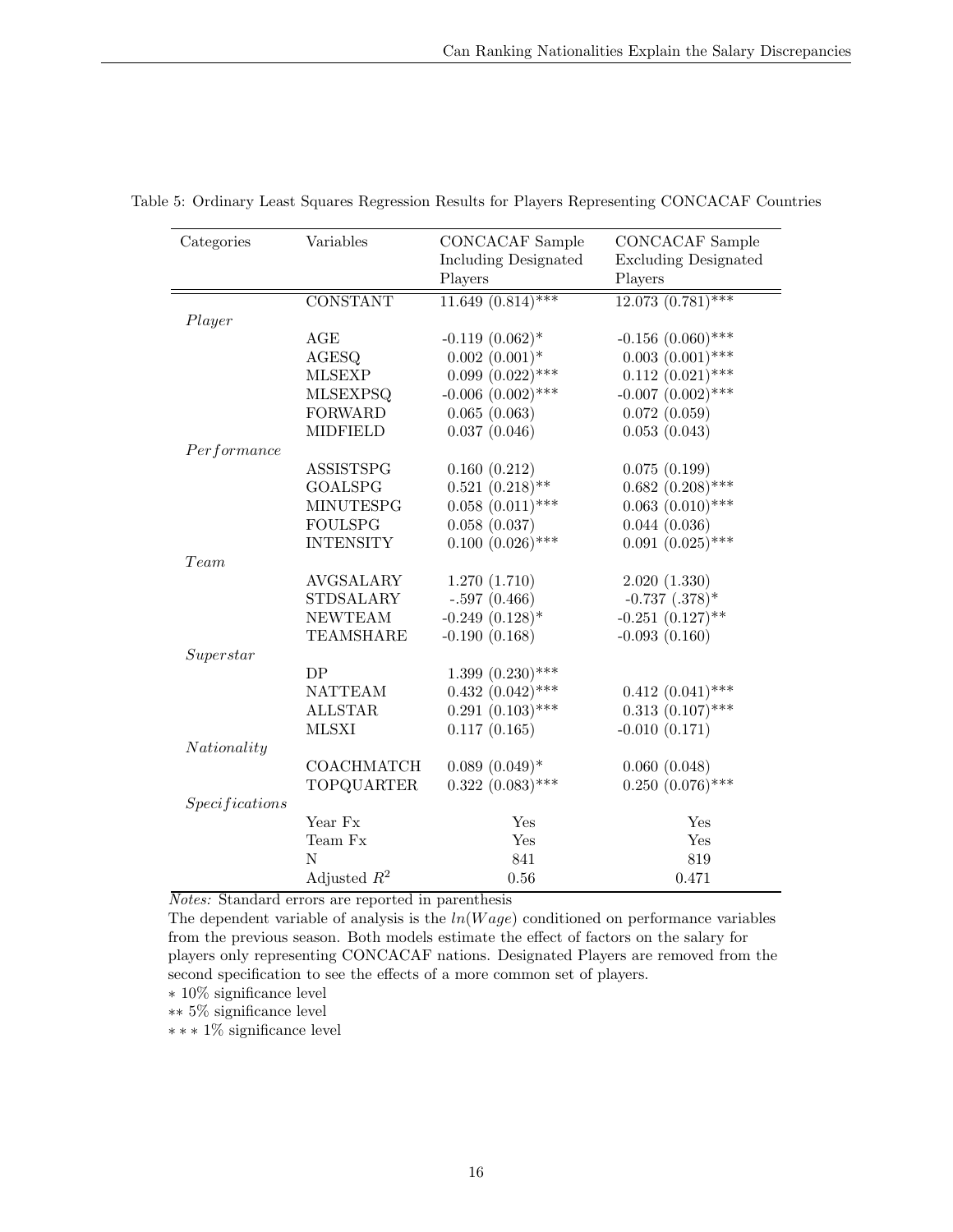Table 5: Ordinary Least Squares Regression Results for Players Representing CONCACAF Countries

| Categories | Variables | CONCACAF Sample Including Designated Players | CONCACAF Sample Excluding Designated Players |
|---|---|---|---|
| | CONSTANT | 11.649 (0.814)*** | 12.073 (0.781)*** |
| *Player* | | | |
| | AGE | -0.119 (0.062)* | -0.156 (0.060)*** |
| | AGESQ | 0.002 (0.001)* | 0.003 (0.001)*** |
| | MLSEXP | 0.099 (0.022)*** | 0.112 (0.021)*** |
| | MLSEXPSQ | -0.006 (0.002)*** | -0.007 (0.002)*** |
| | FORWARD | 0.065 (0.063) | 0.072 (0.059) |
| | MIDFIELD | 0.037 (0.046) | 0.053 (0.043) |
| *Performance* | | | |
| | ASSISTSPG | 0.160 (0.212) | 0.075 (0.199) |
| | GOALSPG | 0.521 (0.218)** | 0.682 (0.208)*** |
| | MINUTESPG | 0.058 (0.011)*** | 0.063 (0.010)*** |
| | FOULSPG | 0.058 (0.037) | 0.044 (0.036) |
| | INTENSITY | 0.100 (0.026)*** | 0.091 (0.025)*** |
| *Team* | | | |
| | AVGSALARY | 1.270 (1.710) | 2.020 (1.330) |
| | STDSALARY | -.597 (0.466) | -0.737 (.378)* |
| | NEWTEAM | -0.249 (0.128)* | -0.251 (0.127)** |
| | TEAMSHARE | -0.190 (0.168) | -0.093 (0.160) |
| *Superstar* | | | |
| | DP | 1.399 (0.230)*** | |
| | NATTEAM | 0.432 (0.042)*** | 0.412 (0.041)*** |
| | ALLSTAR | 0.291 (0.103)*** | 0.313 (0.107)*** |
| | MLSXI | 0.117 (0.165) | -0.010 (0.171) |
| *Nationality* | | | |
| | COACHMATCH | 0.089 (0.049)* | 0.060 (0.048) |
| | TOPQUARTER | 0.322 (0.083)*** | 0.250 (0.076)*** |
| *Specifications* | | | |
| | Year Fx | Yes | Yes |
| | Team Fx | Yes | Yes |
| | N | 841 | 819 |
| | Adjusted $R^2$ | 0.56 | 0.471 |

*Notes:* Standard errors are reported in parenthesis

The dependent variable of analysis is the $ln(Wage)$ conditioned on performance variables from the previous season. Both models estimate the effect of factors on the salary for players only representing CONCACAF nations. Designated Players are removed from the second specification to see the effects of a more common set of players.

* 10% significance level

** 5% significance level

*** 1% significance level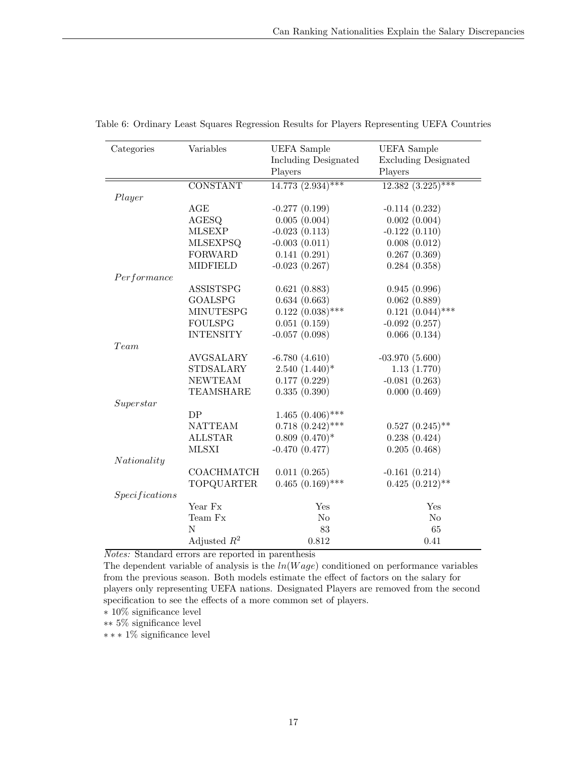Table 6: Ordinary Least Squares Regression Results for Players Representing UEFA Countries

| Categories | Variables | UEFA Sample Including Designated Players | UEFA Sample Excluding Designated Players |
|---|---|---|---|
| | CONSTANT | 14.773 (2.934)*** | 12.382 (3.225)*** |
| *Player* | | | |
| | AGE | -0.277 (0.199) | -0.114 (0.232) |
| | AGESQ | 0.005 (0.004) | 0.002 (0.004) |
| | MLSEXP | -0.023 (0.113) | -0.122 (0.110) |
| | MLSEXPSQ | -0.003 (0.011) | 0.008 (0.012) |
| | FORWARD | 0.141 (0.291) | 0.267 (0.369) |
| | MIDFIELD | -0.023 (0.267) | 0.284 (0.358) |
| *Performance* | | | |
| | ASSISTSPG | 0.621 (0.883) | 0.945 (0.996) |
| | GOALSPG | 0.634 (0.663) | 0.062 (0.889) |
| | MINUTESPG | 0.122 (0.038)*** | 0.121 (0.044)*** |
| | FOULSPG | 0.051 (0.159) | -0.092 (0.257) |
| | INTENSITY | -0.057 (0.098) | 0.066 (0.134) |
| *Team* | | | |
| | AVGSALARY | -6.780 (4.610) | -03.970 (5.600) |
| | STDSALARY | 2.540 (1.440)* | 1.13 (1.770) |
| | NEWTEAM | 0.177 (0.229) | -0.081 (0.263) |
| | TEAMSHARE | 0.335 (0.390) | 0.000 (0.469) |
| *Superstar* | | | |
| | DP | 1.465 (0.406)*** | |
| | NATTEAM | 0.718 (0.242)*** | 0.527 (0.245)** |
| | ALLSTAR | 0.809 (0.470)* | 0.238 (0.424) |
| | MLSXI | -0.470 (0.477) | 0.205 (0.468) |
| *Nationality* | | | |
| | COACHMATCH | 0.011 (0.265) | -0.161 (0.214) |
| | TOPQUARTER | 0.465 (0.169)*** | 0.425 (0.212)** |
| *Specifications* | | | |
| | Year Fx | Yes | Yes |
| | Team Fx | No | No |
| | N | 83 | 65 |
| | Adjusted $R^2$ | 0.812 | 0.41 |

*Notes:* Standard errors are reported in parenthesis

The dependent variable of analysis is the $ln(Wage)$ conditioned on performance variables from the previous season. Both models estimate the effect of factors on the salary for players only representing UEFA nations. Designated Players are removed from the second specification to see the effects of a more common set of players.

$*$ 10% significance level

$**$ 5% significance level

$***$ 1% significance level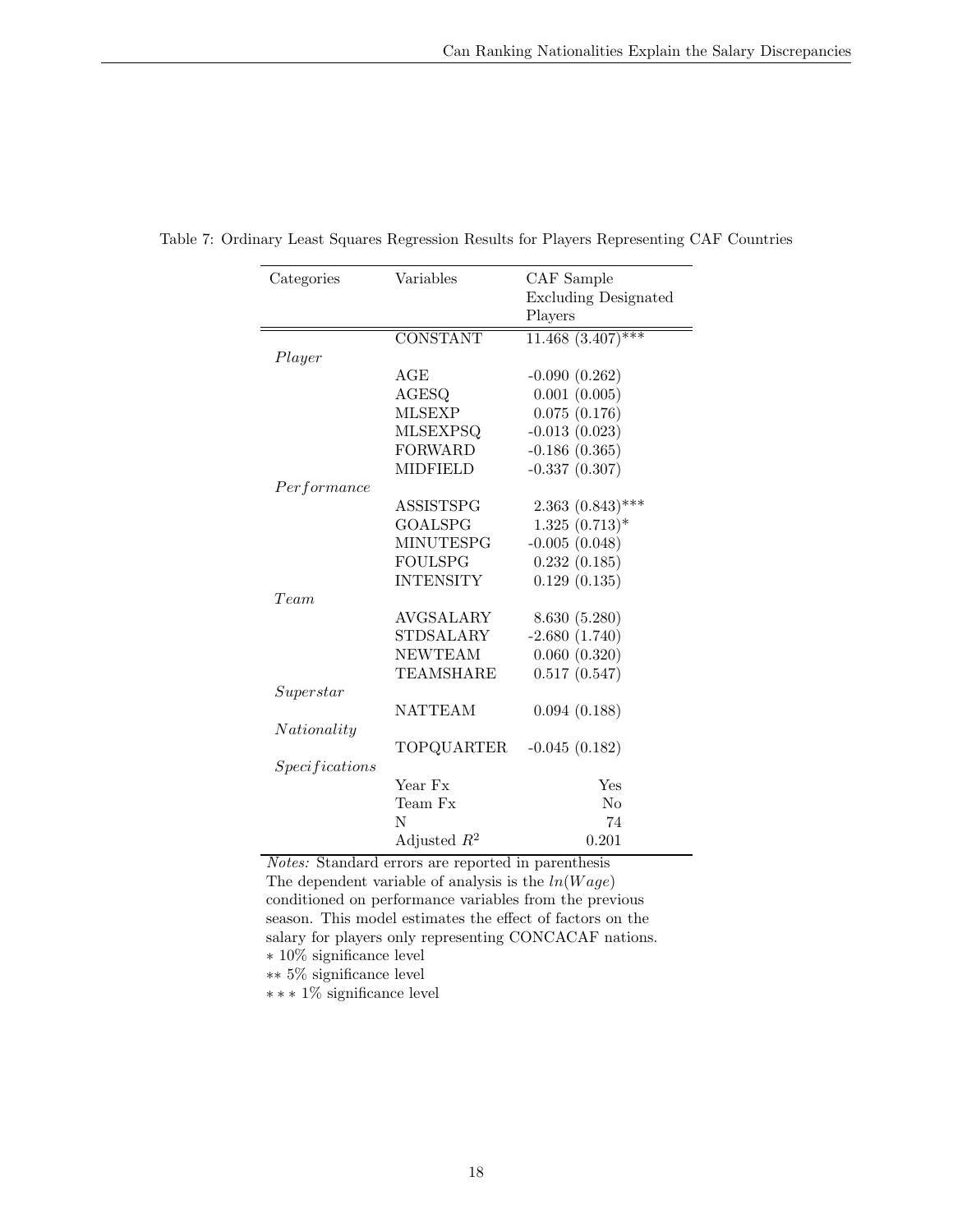Table 7: Ordinary Least Squares Regression Results for Players Representing CAF Countries

| Categories | Variables | CAF Sample Excluding Designated Players |
|---|---|---|
| | CONSTANT | 11.468 (3.407)*** |
| *Player* | | |
| | AGE | -0.090 (0.262) |
| | AGESQ | 0.001 (0.005) |
| | MLSEXP | 0.075 (0.176) |
| | MLSEXPSQ | -0.013 (0.023) |
| | FORWARD | -0.186 (0.365) |
| | MIDFIELD | -0.337 (0.307) |
| *Performance* | | |
| | ASSISTSPG | 2.363 (0.843)*** |
| | GOALSPG | 1.325 (0.713)* |
| | MINUTESPG | -0.005 (0.048) |
| | FOULSPG | 0.232 (0.185) |
| | INTENSITY | 0.129 (0.135) |
| *Team* | | |
| | AVGSALARY | 8.630 (5.280) |
| | STDSALARY | -2.680 (1.740) |
| | NEWTEAM | 0.060 (0.320) |
| | TEAMSHARE | 0.517 (0.547) |
| *Superstar* | | |
| | NATTEAM | 0.094 (0.188) |
| *Nationality* | | |
| | TOPQUARTER | -0.045 (0.182) |
| *Specifications* | | |
| | Year Fx | Yes |
| | Team Fx | No |
| | N | 74 |
| | Adjusted $R^2$ | 0.201 |

*Notes:* Standard errors are reported in parenthesis
The dependent variable of analysis is the $ln(Wage)$ conditioned on performance variables from the previous season. This model estimates the effect of factors on the salary for players only representing CONCACAF nations.
$*$ 10% significance level
$**$ 5% significance level
$***$ 1% significance level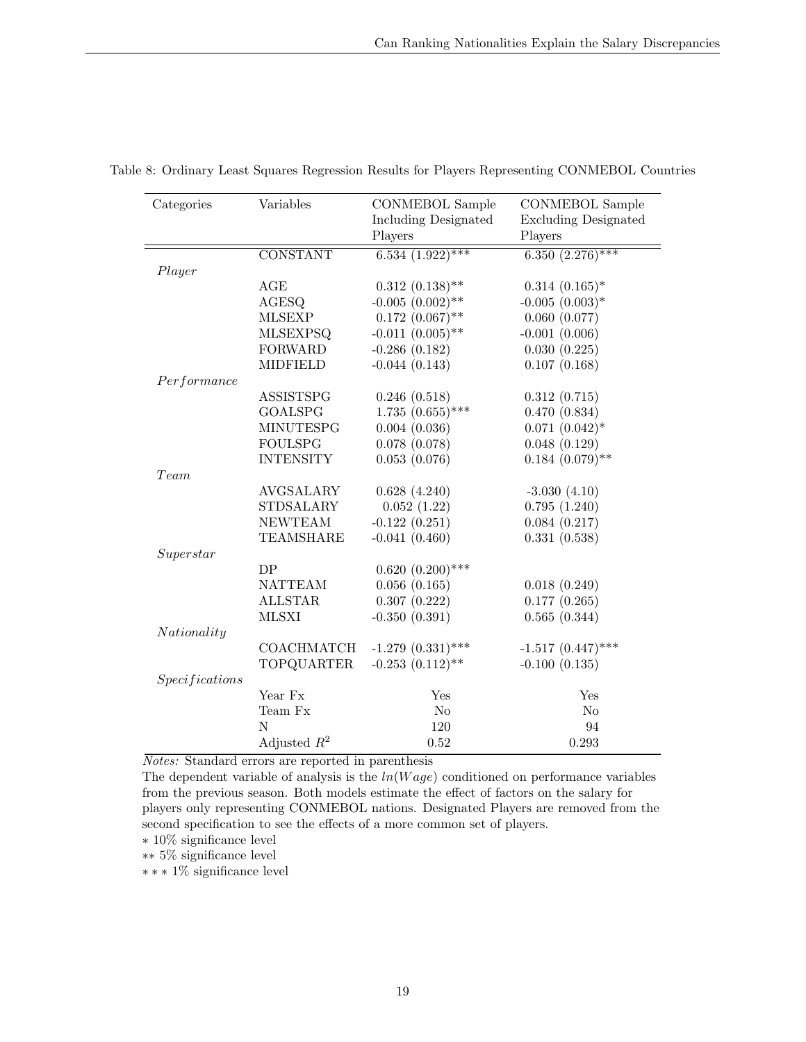Table 8: Ordinary Least Squares Regression Results for Players Representing CONMEBOL Countries

| Categories | Variables | CONMEBOL Sample Including Designated Players | CONMEBOL Sample Excluding Designated Players |
|---|---|---|---|
| | CONSTANT | 6.534 (1.922)*** | 6.350 (2.276)*** |
| *Player* | | | |
| | AGE | 0.312 (0.138)** | 0.314 (0.165)* |
| | AGESQ | -0.005 (0.002)** | -0.005 (0.003)* |
| | MLSEXP | 0.172 (0.067)** | 0.060 (0.077) |
| | MLSEXPSQ | -0.011 (0.005)** | -0.001 (0.006) |
| | FORWARD | -0.286 (0.182) | 0.030 (0.225) |
| | MIDFIELD | -0.044 (0.143) | 0.107 (0.168) |
| *Performance* | | | |
| | ASSISTSPG | 0.246 (0.518) | 0.312 (0.715) |
| | GOALSPG | 1.735 (0.655)*** | 0.470 (0.834) |
| | MINUTESPG | 0.004 (0.036) | 0.071 (0.042)* |
| | FOULSPG | 0.078 (0.078) | 0.048 (0.129) |
| | INTENSITY | 0.053 (0.076) | 0.184 (0.079)** |
| *Team* | | | |
| | AVGSALARY | 0.628 (4.240) | -3.030 (4.10) |
| | STDSALARY | 0.052 (1.22) | 0.795 (1.240) |
| | NEWTEAM | -0.122 (0.251) | 0.084 (0.217) |
| | TEAMSHARE | -0.041 (0.460) | 0.331 (0.538) |
| *Superstar* | | | |
| | DP | 0.620 (0.200)*** | |
| | NATTEAM | 0.056 (0.165) | 0.018 (0.249) |
| | ALLSTAR | 0.307 (0.222) | 0.177 (0.265) |
| | MLSXI | -0.350 (0.391) | 0.565 (0.344) |
| *Nationality* | | | |
| | COACHMATCH | -1.279 (0.331)*** | -1.517 (0.447)*** |
| | TOPQUARTER | -0.253 (0.112)** | -0.100 (0.135) |
| *Specifications* | | | |
| | Year Fx | Yes | Yes |
| | Team Fx | No | No |
| | N | 120 | 94 |
| | Adjusted $R^2$ | 0.52 | 0.293 |

*Notes:* Standard errors are reported in parenthesis

The dependent variable of analysis is the $ln(Wage)$ conditioned on performance variables from the previous season. Both models estimate the effect of factors on the salary for players only representing CONMEBOL nations. Designated Players are removed from the second specification to see the effects of a more common set of players.

$*$ 10% significance level

$**$ 5% significance level

$***$ 1% significance level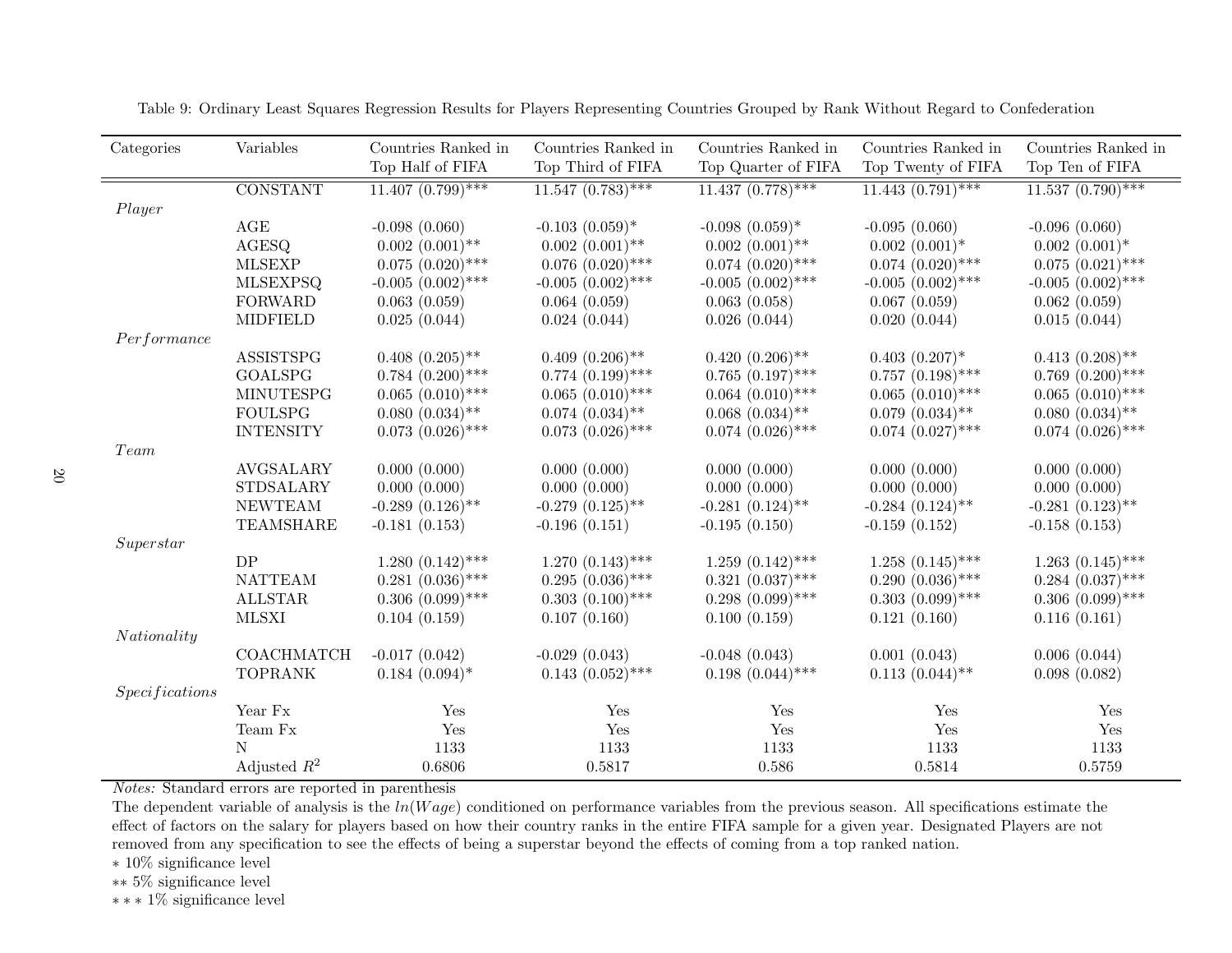Table 9: Ordinary Least Squares Regression Results for Players Representing Countries Grouped by Rank Without Regard to Confederation

| Categories | Variables | Countries Ranked in Top Half of FIFA | Countries Ranked in Top Third of FIFA | Countries Ranked in Top Quarter of FIFA | Countries Ranked in Top Twenty of FIFA | Countries Ranked in Top Ten of FIFA |
|---|---|---|---|---|---|---|
| | CONSTANT | 11.407 (0.799)*** | 11.547 (0.783)*** | 11.437 (0.778)*** | 11.443 (0.791)*** | 11.537 (0.790)*** |
| *Player* | | | | | | |
| | AGE | -0.098 (0.060) | -0.103 (0.059)* | -0.098 (0.059)* | -0.095 (0.060) | -0.096 (0.060) |
| | AGESQ | 0.002 (0.001)** | 0.002 (0.001)** | 0.002 (0.001)** | 0.002 (0.001)* | 0.002 (0.001)* |
| | MLSEXP | 0.075 (0.020)*** | 0.076 (0.020)*** | 0.074 (0.020)*** | 0.074 (0.020)*** | 0.075 (0.021)*** |
| | MLSEXPSQ | -0.005 (0.002)*** | -0.005 (0.002)*** | -0.005 (0.002)*** | -0.005 (0.002)*** | -0.005 (0.002)*** |
| | FORWARD | 0.063 (0.059) | 0.064 (0.059) | 0.063 (0.058) | 0.067 (0.059) | 0.062 (0.059) |
| | MIDFIELD | 0.025 (0.044) | 0.024 (0.044) | 0.026 (0.044) | 0.020 (0.044) | 0.015 (0.044) |
| *Performance* | | | | | | |
| | ASSISTSPG | 0.408 (0.205)** | 0.409 (0.206)** | 0.420 (0.206)** | 0.403 (0.207)* | 0.413 (0.208)** |
| | GOALSPG | 0.784 (0.200)*** | 0.774 (0.199)*** | 0.765 (0.197)*** | 0.757 (0.198)*** | 0.769 (0.200)*** |
| | MINUTESPG | 0.065 (0.010)*** | 0.065 (0.010)*** | 0.064 (0.010)*** | 0.065 (0.010)*** | 0.065 (0.010)*** |
| | FOULSPG | 0.080 (0.034)** | 0.074 (0.034)** | 0.068 (0.034)** | 0.079 (0.034)** | 0.080 (0.034)** |
| | INTENSITY | 0.073 (0.026)*** | 0.073 (0.026)*** | 0.074 (0.026)*** | 0.074 (0.027)*** | 0.074 (0.026)*** |
| *Team* | | | | | | |
| | AVGSALARY | 0.000 (0.000) | 0.000 (0.000) | 0.000 (0.000) | 0.000 (0.000) | 0.000 (0.000) |
| | STDSALARY | 0.000 (0.000) | 0.000 (0.000) | 0.000 (0.000) | 0.000 (0.000) | 0.000 (0.000) |
| | NEWTEAM | -0.289 (0.126)** | -0.279 (0.125)** | -0.281 (0.124)** | -0.284 (0.124)** | -0.281 (0.123)** |
| | TEAMSHARE | -0.181 (0.153) | -0.196 (0.151) | -0.195 (0.150) | -0.159 (0.152) | -0.158 (0.153) |
| *Superstar* | | | | | | |
| | DP | 1.280 (0.142)*** | 1.270 (0.143)*** | 1.259 (0.142)*** | 1.258 (0.145)*** | 1.263 (0.145)*** |
| | NATTEAM | 0.281 (0.036)*** | 0.295 (0.036)*** | 0.321 (0.037)*** | 0.290 (0.036)*** | 0.284 (0.037)*** |
| | ALLSTAR | 0.306 (0.099)*** | 0.303 (0.100)*** | 0.298 (0.099)*** | 0.303 (0.099)*** | 0.306 (0.099)*** |
| | MLSXI | 0.104 (0.159) | 0.107 (0.160) | 0.100 (0.159) | 0.121 (0.160) | 0.116 (0.161) |
| *Nationality* | | | | | | |
| | COACHMATCH | -0.017 (0.042) | -0.029 (0.043) | -0.048 (0.043) | 0.001 (0.043) | 0.006 (0.044) |
| | TOPRANK | 0.184 (0.094)* | 0.143 (0.052)*** | 0.198 (0.044)*** | 0.113 (0.044)** | 0.098 (0.082) |
| *Specifications* | | | | | | |
| | Year Fx | Yes | Yes | Yes | Yes | Yes |
| | Team Fx | Yes | Yes | Yes | Yes | Yes |
| | N | 1133 | 1133 | 1133 | 1133 | 1133 |
| | Adjusted $R^2$ | 0.6806 | 0.5817 | 0.586 | 0.5814 | 0.5759 |

*Notes:* Standard errors are reported in parenthesis

The dependent variable of analysis is the $ln(Wage)$ conditioned on performance variables from the previous season. All specifications estimate the effect of factors on the salary for players based on how their country ranks in the entire FIFA sample for a given year. Designated Players are not removed from any specification to see the effects of being a superstar beyond the effects of coming from a top ranked nation.

$*$ 10% significance level

$**$ 5% significance level

$***$ 1% significance level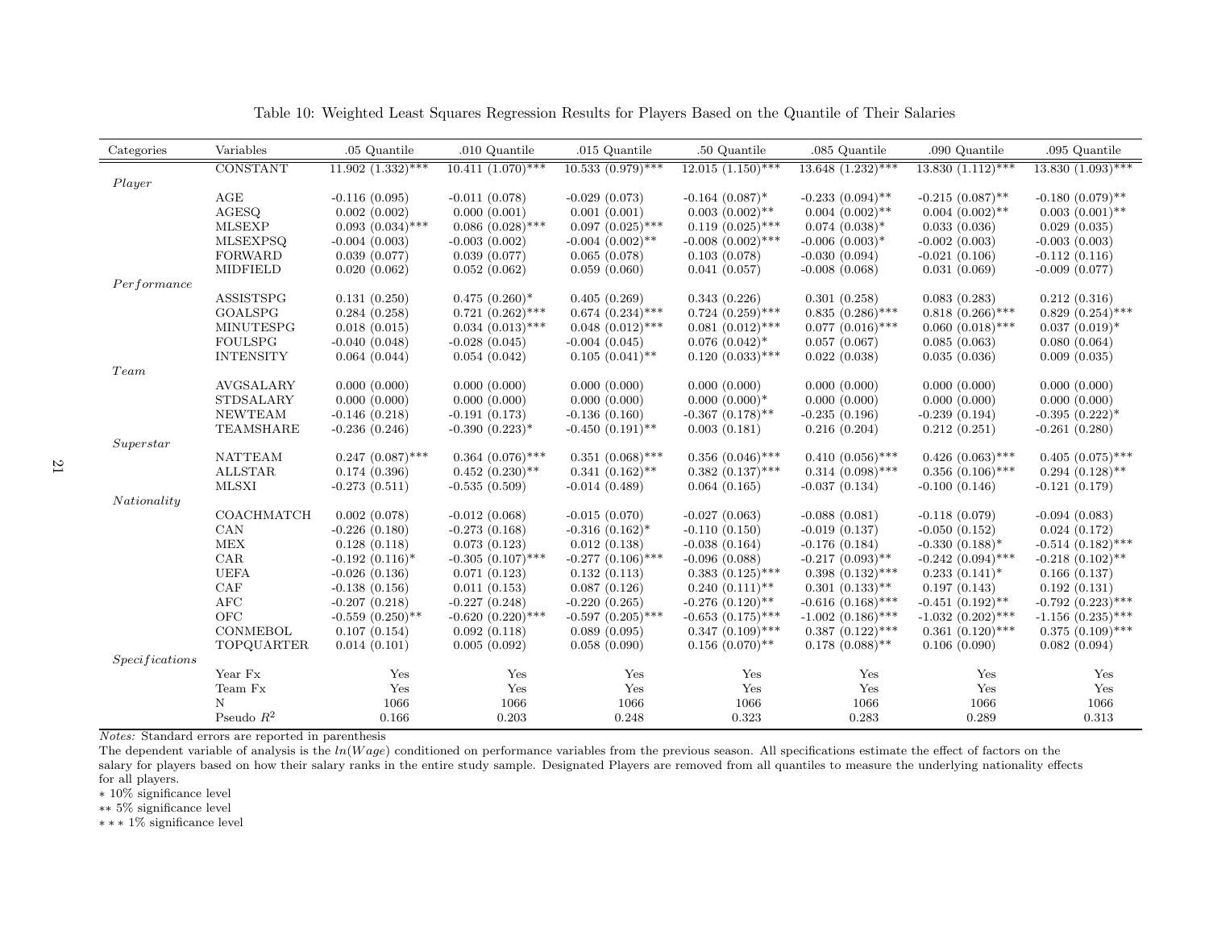Table 10: Weighted Least Squares Regression Results for Players Based on the Quantile of Their Salaries

| Categories | Variables | .05 Quantile | .010 Quantile | .015 Quantile | .50 Quantile | .085 Quantile | .090 Quantile | .095 Quantile |
|---|---|---|---|---|---|---|---|---|
| | CONSTANT | 11.902 (1.332)*** | 10.411 (1.070)*** | 10.533 (0.979)*** | 12.015 (1.150)*** | 13.648 (1.232)*** | 13.830 (1.112)*** | 13.830 (1.093)*** |
| *Player* | | | | | | | | |
| | AGE | -0.116 (0.095) | -0.011 (0.078) | -0.029 (0.073) | -0.164 (0.087)* | -0.233 (0.094)** | -0.215 (0.087)** | -0.180 (0.079)** |
| | AGESQ | 0.002 (0.002) | 0.000 (0.001) | 0.001 (0.001) | 0.003 (0.002)** | 0.004 (0.002)** | 0.004 (0.002)** | 0.003 (0.001)** |
| | MLSEXP | 0.093 (0.034)*** | 0.086 (0.028)*** | 0.097 (0.025)*** | 0.119 (0.025)*** | 0.074 (0.038)* | 0.033 (0.036) | 0.029 (0.035) |
| | MLSEXPSQ | -0.004 (0.003) | -0.003 (0.002) | -0.004 (0.002)** | -0.008 (0.002)*** | -0.006 (0.003)* | -0.002 (0.003) | -0.003 (0.003) |
| | FORWARD | 0.039 (0.077) | 0.039 (0.077) | 0.065 (0.078) | 0.103 (0.078) | -0.030 (0.094) | -0.021 (0.106) | -0.112 (0.116) |
| | MIDFIELD | 0.020 (0.062) | 0.052 (0.062) | 0.059 (0.060) | 0.041 (0.057) | -0.008 (0.068) | 0.031 (0.069) | -0.009 (0.077) |
| *Performance* | | | | | | | | |
| | ASSISTSPG | 0.131 (0.250) | 0.475 (0.260)* | 0.405 (0.269) | 0.343 (0.226) | 0.301 (0.258) | 0.083 (0.283) | 0.212 (0.316) |
| | GOALSPG | 0.284 (0.258) | 0.721 (0.262)*** | 0.674 (0.234)*** | 0.724 (0.259)*** | 0.835 (0.286)*** | 0.818 (0.266)*** | 0.829 (0.254)*** |
| | MINUTESPG | 0.018 (0.015) | 0.034 (0.013)*** | 0.048 (0.012)*** | 0.081 (0.012)*** | 0.077 (0.016)*** | 0.060 (0.018)*** | 0.037 (0.019)* |
| | FOULSPG | -0.040 (0.048) | -0.028 (0.045) | -0.004 (0.045) | 0.076 (0.042)* | 0.057 (0.067) | 0.085 (0.063) | 0.080 (0.064) |
| | INTENSITY | 0.064 (0.044) | 0.054 (0.042) | 0.105 (0.041)** | 0.120 (0.033)*** | 0.022 (0.038) | 0.035 (0.036) | 0.009 (0.035) |
| *Team* | | | | | | | | |
| | AVGSALARY | 0.000 (0.000) | 0.000 (0.000) | 0.000 (0.000) | 0.000 (0.000) | 0.000 (0.000) | 0.000 (0.000) | 0.000 (0.000) |
| | STDSALARY | 0.000 (0.000) | 0.000 (0.000) | 0.000 (0.000) | 0.000 (0.000)* | 0.000 (0.000) | 0.000 (0.000) | 0.000 (0.000) |
| | NEWTEAM | -0.146 (0.218) | -0.191 (0.173) | -0.136 (0.160) | -0.367 (0.178)** | -0.235 (0.196) | -0.239 (0.194) | -0.395 (0.222)* |
| | TEAMSHARE | -0.236 (0.246) | -0.390 (0.223)* | -0.450 (0.191)** | 0.003 (0.181) | 0.216 (0.204) | 0.212 (0.251) | -0.261 (0.280) |
| *Superstar* | | | | | | | | |
| | NATTEAM | 0.247 (0.087)*** | 0.364 (0.076)*** | 0.351 (0.068)*** | 0.356 (0.046)*** | 0.410 (0.056)*** | 0.426 (0.063)*** | 0.405 (0.075)*** |
| | ALLSTAR | 0.174 (0.396) | 0.452 (0.230)** | 0.341 (0.162)** | 0.382 (0.137)*** | 0.314 (0.098)*** | 0.356 (0.106)*** | 0.294 (0.128)** |
| | MLSXI | -0.273 (0.511) | -0.535 (0.509) | -0.014 (0.489) | 0.064 (0.165) | -0.037 (0.134) | -0.100 (0.146) | -0.121 (0.179) |
| *Nationality* | | | | | | | | |
| | COACHMATCH | 0.002 (0.078) | -0.012 (0.068) | -0.015 (0.070) | -0.027 (0.063) | -0.088 (0.081) | -0.118 (0.079) | -0.094 (0.083) |
| | CAN | -0.226 (0.180) | -0.273 (0.168) | -0.316 (0.162)* | -0.110 (0.150) | -0.019 (0.137) | -0.050 (0.152) | 0.024 (0.172) |
| | MEX | 0.128 (0.118) | 0.073 (0.123) | 0.012 (0.138) | -0.038 (0.164) | -0.176 (0.184) | -0.330 (0.188)* | -0.514 (0.182)*** |
| | CAR | -0.192 (0.116)* | -0.305 (0.107)*** | -0.277 (0.106)*** | -0.096 (0.088) | -0.217 (0.093)** | -0.242 (0.094)*** | -0.218 (0.102)** |
| | UEFA | -0.026 (0.136) | 0.071 (0.123) | 0.132 (0.113) | 0.383 (0.125)*** | 0.398 (0.132)*** | 0.233 (0.141)* | 0.166 (0.137) |
| | CAF | -0.138 (0.156) | 0.011 (0.153) | 0.087 (0.126) | 0.240 (0.111)** | 0.301 (0.133)** | 0.197 (0.143) | 0.192 (0.131) |
| | AFC | -0.207 (0.218) | -0.227 (0.248) | -0.220 (0.265) | -0.276 (0.120)** | -0.616 (0.168)*** | -0.451 (0.192)** | -0.792 (0.223)*** |
| | OFC | -0.559 (0.250)** | -0.620 (0.220)*** | -0.597 (0.205)*** | -0.653 (0.175)*** | -1.002 (0.186)*** | -1.032 (0.202)*** | -1.156 (0.235)*** |
| | CONMEBOL | 0.107 (0.154) | 0.092 (0.118) | 0.089 (0.095) | 0.347 (0.109)*** | 0.387 (0.122)*** | 0.361 (0.120)*** | 0.375 (0.109)*** |
| | TOPQUARTER | 0.014 (0.101) | 0.005 (0.092) | 0.058 (0.090) | 0.156 (0.070)** | 0.178 (0.088)** | 0.106 (0.090) | 0.082 (0.094) |
| *Specifications* | | | | | | | | |
| | Year Fx | Yes | Yes | Yes | Yes | Yes | Yes | Yes |
| | Team Fx | Yes | Yes | Yes | Yes | Yes | Yes | Yes |
| | N | 1066 | 1066 | 1066 | 1066 | 1066 | 1066 | 1066 |
| | Pseudo $R^2$ | 0.166 | 0.203 | 0.248 | 0.323 | 0.283 | 0.289 | 0.313 |

*Notes:* Standard errors are reported in parenthesis

The dependent variable of analysis is the $ln(Wage)$ conditioned on performance variables from the previous season. All specifications estimate the effect of factors on the salary for players based on how their salary ranks in the entire study sample. Designated Players are removed from all quantiles to measure the underlying nationality effects for all players.

$*$ 10% significance level

$**$ 5% significance level

$***$ 1% significance level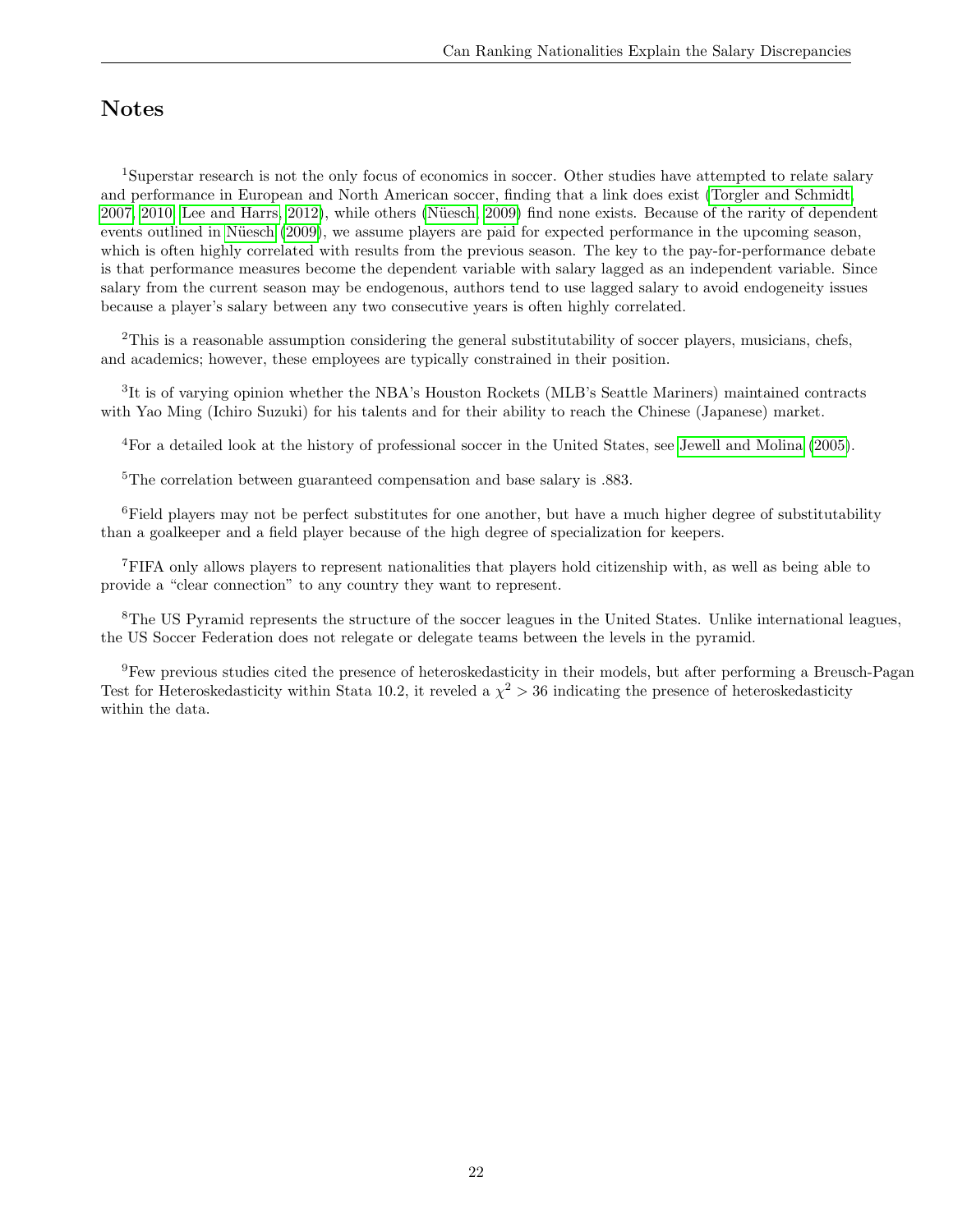## Notes

[1]Superstar research is not the only focus of economics in soccer. Other studies have attempted to relate salary and performance in European and North American soccer, finding that a link does exist (Torgler and Schmidt, 2007, 2010; Lee and Harrs, 2012), while others (Nüesch, 2009) find none exists. Because of the rarity of dependent events outlined in Nüesch (2009), we assume players are paid for expected performance in the upcoming season, which is often highly correlated with results from the previous season. The key to the pay-for-performance debate is that performance measures become the dependent variable with salary lagged as an independent variable. Since salary from the current season may be endogenous, authors tend to use lagged salary to avoid endogeneity issues because a player's salary between any two consecutive years is often highly correlated.

[2]This is a reasonable assumption considering the general substitutability of soccer players, musicians, chefs, and academics; however, these employees are typically constrained in their position.

[3]It is of varying opinion whether the NBA's Houston Rockets (MLB's Seattle Mariners) maintained contracts with Yao Ming (Ichiro Suzuki) for his talents and for their ability to reach the Chinese (Japanese) market.

[4]For a detailed look at the history of professional soccer in the United States, see Jewell and Molina (2005).

[5]The correlation between guaranteed compensation and base salary is .883.

[6]Field players may not be perfect substitutes for one another, but have a much higher degree of substitutability than a goalkeeper and a field player because of the high degree of specialization for keepers.

[7]FIFA only allows players to represent nationalities that players hold citizenship with, as well as being able to provide a "clear connection" to any country they want to represent.

[8]The US Pyramid represents the structure of the soccer leagues in the United States. Unlike international leagues, the US Soccer Federation does not relegate or delegate teams between the levels in the pyramid.

[9]Few previous studies cited the presence of heteroskedasticity in their models, but after performing a Breusch-Pagan Test for Heteroskedasticity within Stata 10.2, it reveled a $\chi^2 > 36$ indicating the presence of heteroskedasticity within the data.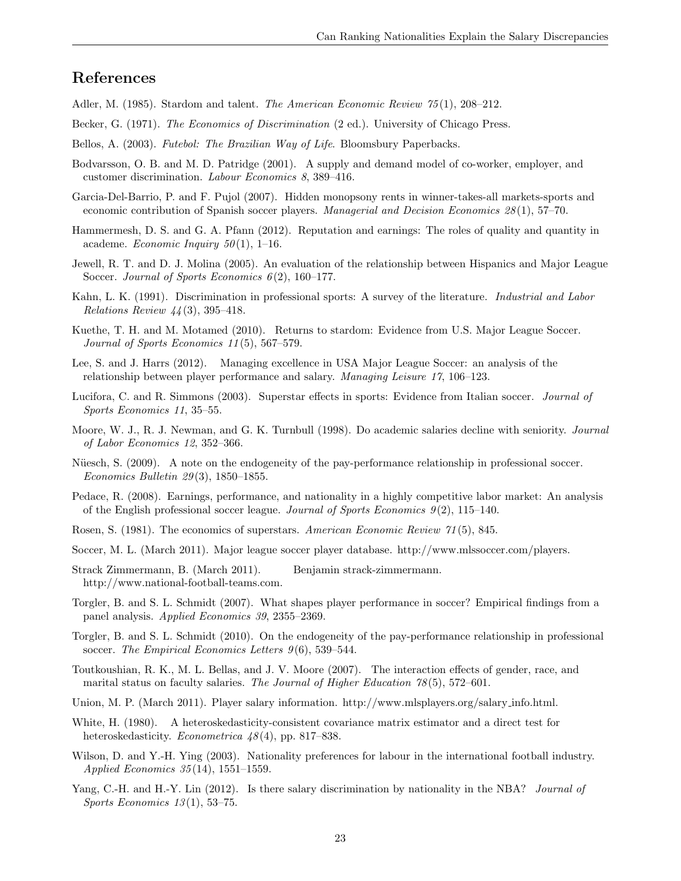# References

Adler, M. (1985). Stardom and talent. *The American Economic Review 75*(1), 208–212.

Becker, G. (1971). *The Economics of Discrimination* (2 ed.). University of Chicago Press.

Bellos, A. (2003). *Futebol: The Brazilian Way of Life*. Bloomsbury Paperbacks.

Bodvarsson, O. B. and M. D. Patridge (2001). A supply and demand model of co-worker, employer, and customer discrimination. *Labour Economics 8*, 389–416.

Garcia-Del-Barrio, P. and F. Pujol (2007). Hidden monopsony rents in winner-takes-all markets-sports and economic contribution of Spanish soccer players. *Managerial and Decision Economics 28*(1), 57–70.

Hammermesh, D. S. and G. A. Pfann (2012). Reputation and earnings: The roles of quality and quantity in academe. *Economic Inquiry 50*(1), 1–16.

Jewell, R. T. and D. J. Molina (2005). An evaluation of the relationship between Hispanics and Major League Soccer. *Journal of Sports Economics 6*(2), 160–177.

Kahn, L. K. (1991). Discrimination in professional sports: A survey of the literature. *Industrial and Labor Relations Review 44*(3), 395–418.

Kuethe, T. H. and M. Motamed (2010). Returns to stardom: Evidence from U.S. Major League Soccer. *Journal of Sports Economics 11*(5), 567–579.

Lee, S. and J. Harrs (2012). Managing excellence in USA Major League Soccer: an analysis of the relationship between player performance and salary. *Managing Leisure 17*, 106–123.

Lucifora, C. and R. Simmons (2003). Superstar effects in sports: Evidence from Italian soccer. *Journal of Sports Economics 11*, 35–55.

Moore, W. J., R. J. Newman, and G. K. Turnbull (1998). Do academic salaries decline with seniority. *Journal of Labor Economics 12*, 352–366.

Nüesch, S. (2009). A note on the endogeneity of the pay-performance relationship in professional soccer. *Economics Bulletin 29*(3), 1850–1855.

Pedace, R. (2008). Earnings, performance, and nationality in a highly competitive labor market: An analysis of the English professional soccer league. *Journal of Sports Economics 9*(2), 115–140.

Rosen, S. (1981). The economics of superstars. *American Economic Review 71*(5), 845.

Soccer, M. L. (March 2011). Major league soccer player database. http://www.mlssoccer.com/players.

Strack Zimmermann, B. (March 2011). Benjamin strack-zimmermann. http://www.national-football-teams.com.

Torgler, B. and S. L. Schmidt (2007). What shapes player performance in soccer? Empirical findings from a panel analysis. *Applied Economics 39*, 2355–2369.

Torgler, B. and S. L. Schmidt (2010). On the endogeneity of the pay-performance relationship in professional soccer. *The Empirical Economics Letters 9*(6), 539–544.

Toutkoushian, R. K., M. L. Bellas, and J. V. Moore (2007). The interaction effects of gender, race, and marital status on faculty salaries. *The Journal of Higher Education 78*(5), 572–601.

Union, M. P. (March 2011). Player salary information. http://www.mlsplayers.org/salary_info.html.

White, H. (1980). A heteroskedasticity-consistent covariance matrix estimator and a direct test for heteroskedasticity. *Econometrica 48*(4), pp. 817–838.

Wilson, D. and Y.-H. Ying (2003). Nationality preferences for labour in the international football industry. *Applied Economics 35*(14), 1551–1559.

Yang, C.-H. and H.-Y. Lin (2012). Is there salary discrimination by nationality in the NBA? *Journal of Sports Economics 13*(1), 53–75.